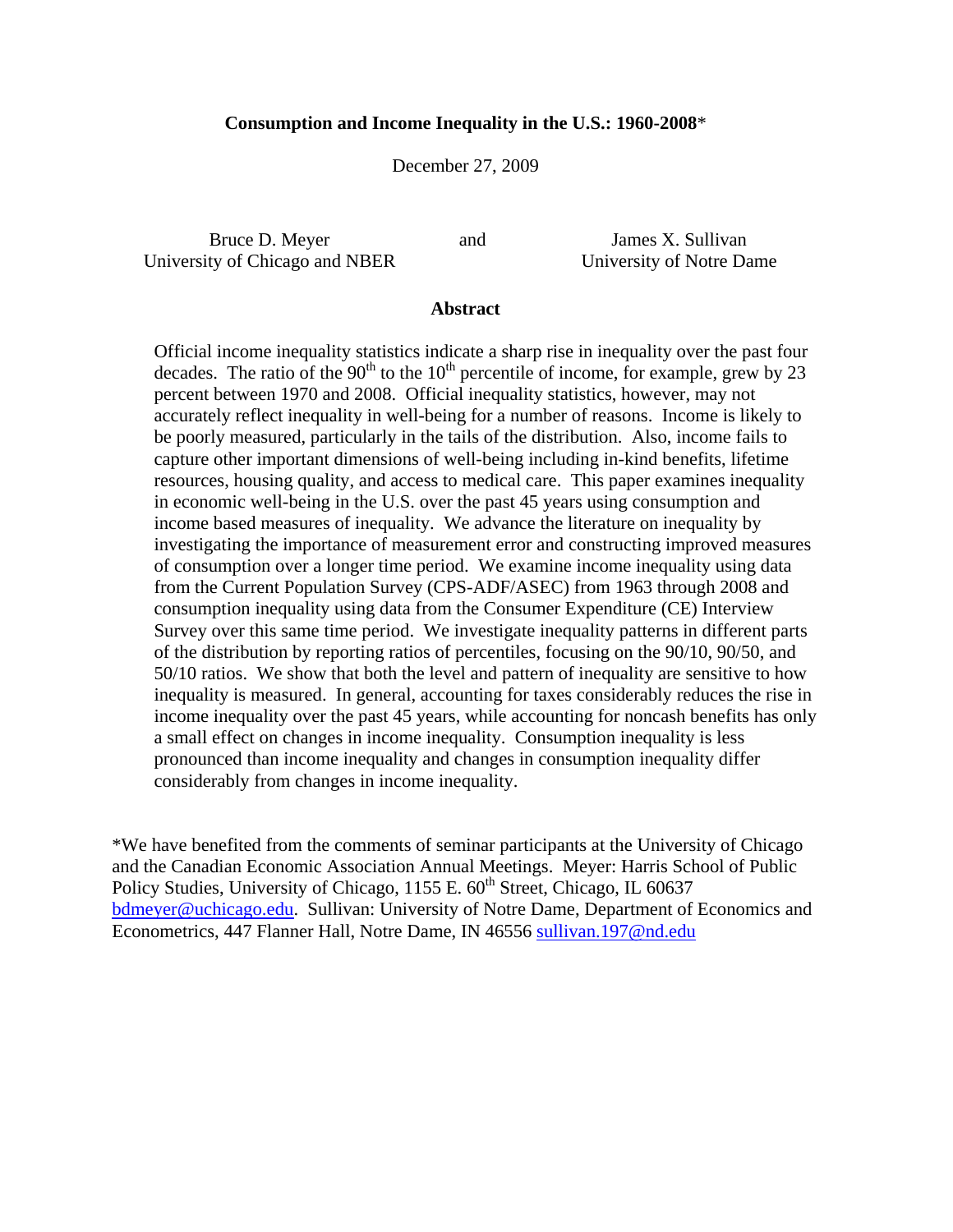# Consumption and Income Inequality in the U.S.: 1960-2008*

December 27, 2009

Bruce D. Meyer
University of Chicago and NBER

and

James X. Sullivan
University of Notre Dame

## Abstract

Official income inequality statistics indicate a sharp rise in inequality over the past four decades. The ratio of the 90th to the 10th percentile of income, for example, grew by 23 percent between 1970 and 2008. Official inequality statistics, however, may not accurately reflect inequality in well-being for a number of reasons. Income is likely to be poorly measured, particularly in the tails of the distribution. Also, income fails to capture other important dimensions of well-being including in-kind benefits, lifetime resources, housing quality, and access to medical care. This paper examines inequality in economic well-being in the U.S. over the past 45 years using consumption and income based measures of inequality. We advance the literature on inequality by investigating the importance of measurement error and constructing improved measures of consumption over a longer time period. We examine income inequality using data from the Current Population Survey (CPS-ADF/ASEC) from 1963 through 2008 and consumption inequality using data from the Consumer Expenditure (CE) Interview Survey over this same time period. We investigate inequality patterns in different parts of the distribution by reporting ratios of percentiles, focusing on the 90/10, 90/50, and 50/10 ratios. We show that both the level and pattern of inequality are sensitive to how inequality is measured. In general, accounting for taxes considerably reduces the rise in income inequality over the past 45 years, while accounting for noncash benefits has only a small effect on changes in income inequality. Consumption inequality is less pronounced than income inequality and changes in consumption inequality differ considerably from changes in income inequality.

*We have benefited from the comments of seminar participants at the University of Chicago and the Canadian Economic Association Annual Meetings. Meyer: Harris School of Public Policy Studies, University of Chicago, 1155 E. 60th Street, Chicago, IL 60637 bdmeyer@uchicago.edu. Sullivan: University of Notre Dame, Department of Economics and Econometrics, 447 Flanner Hall, Notre Dame, IN 46556 sullivan.197@nd.edu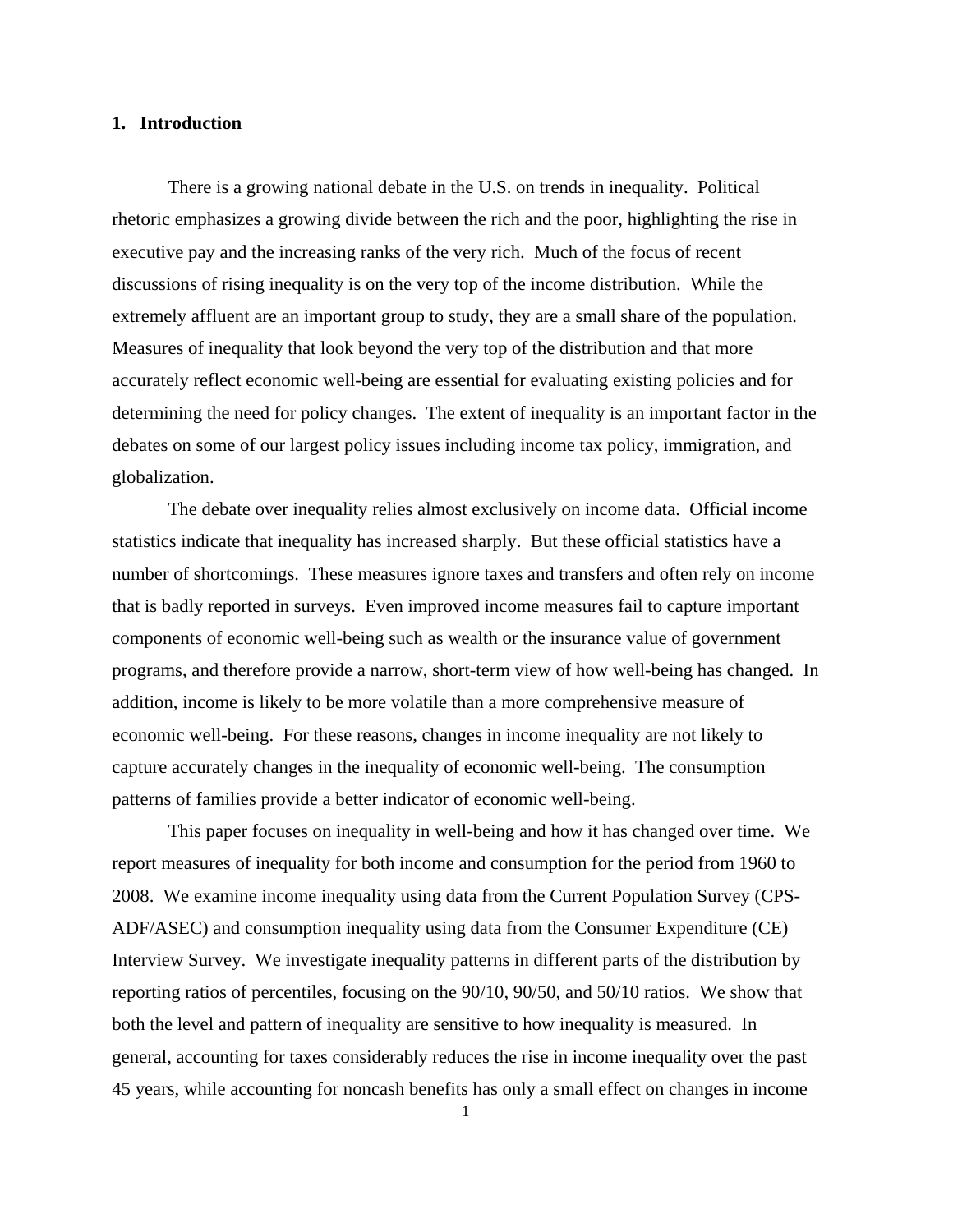## 1. Introduction

There is a growing national debate in the U.S. on trends in inequality. Political rhetoric emphasizes a growing divide between the rich and the poor, highlighting the rise in executive pay and the increasing ranks of the very rich. Much of the focus of recent discussions of rising inequality is on the very top of the income distribution. While the extremely affluent are an important group to study, they are a small share of the population. Measures of inequality that look beyond the very top of the distribution and that more accurately reflect economic well-being are essential for evaluating existing policies and for determining the need for policy changes. The extent of inequality is an important factor in the debates on some of our largest policy issues including income tax policy, immigration, and globalization.

The debate over inequality relies almost exclusively on income data. Official income statistics indicate that inequality has increased sharply. But these official statistics have a number of shortcomings. These measures ignore taxes and transfers and often rely on income that is badly reported in surveys. Even improved income measures fail to capture important components of economic well-being such as wealth or the insurance value of government programs, and therefore provide a narrow, short-term view of how well-being has changed. In addition, income is likely to be more volatile than a more comprehensive measure of economic well-being. For these reasons, changes in income inequality are not likely to capture accurately changes in the inequality of economic well-being. The consumption patterns of families provide a better indicator of economic well-being.

This paper focuses on inequality in well-being and how it has changed over time. We report measures of inequality for both income and consumption for the period from 1960 to 2008. We examine income inequality using data from the Current Population Survey (CPS-ADF/ASEC) and consumption inequality using data from the Consumer Expenditure (CE) Interview Survey. We investigate inequality patterns in different parts of the distribution by reporting ratios of percentiles, focusing on the 90/10, 90/50, and 50/10 ratios. We show that both the level and pattern of inequality are sensitive to how inequality is measured. In general, accounting for taxes considerably reduces the rise in income inequality over the past 45 years, while accounting for noncash benefits has only a small effect on changes in income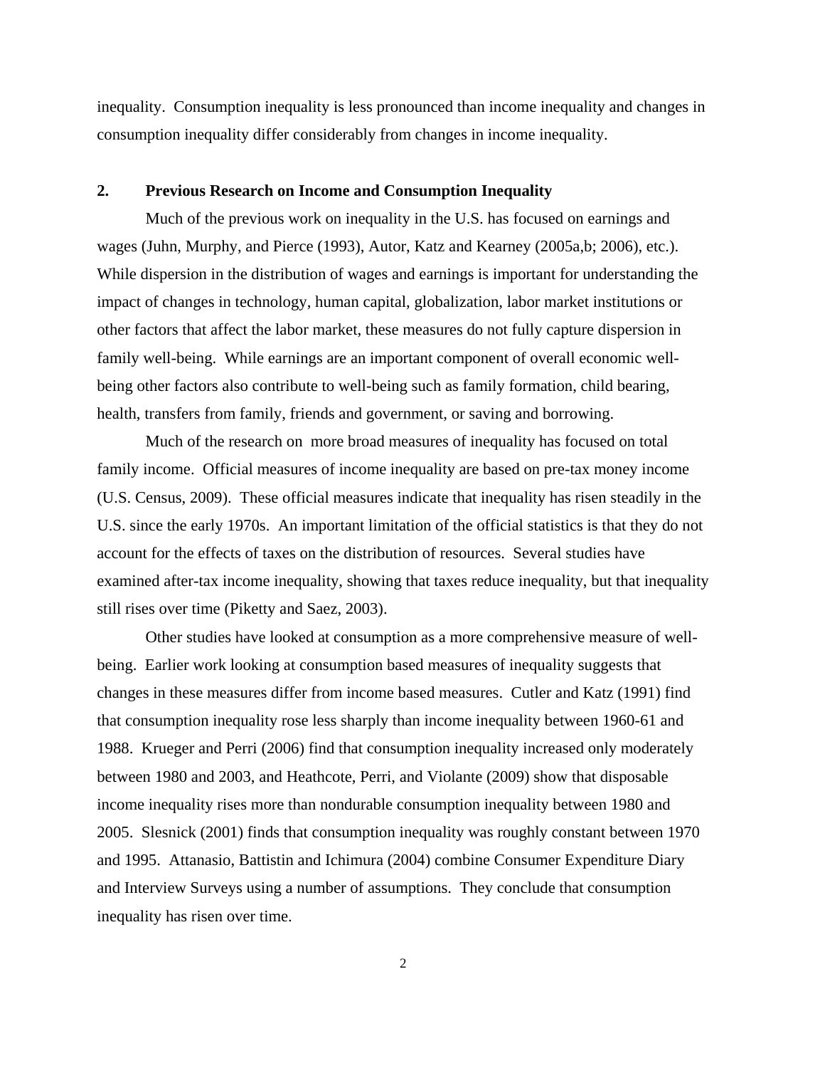inequality. Consumption inequality is less pronounced than income inequality and changes in consumption inequality differ considerably from changes in income inequality.

## 2. Previous Research on Income and Consumption Inequality

Much of the previous work on inequality in the U.S. has focused on earnings and wages (Juhn, Murphy, and Pierce (1993), Autor, Katz and Kearney (2005a,b; 2006), etc.). While dispersion in the distribution of wages and earnings is important for understanding the impact of changes in technology, human capital, globalization, labor market institutions or other factors that affect the labor market, these measures do not fully capture dispersion in family well-being. While earnings are an important component of overall economic well-being other factors also contribute to well-being such as family formation, child bearing, health, transfers from family, friends and government, or saving and borrowing.

Much of the research on more broad measures of inequality has focused on total family income. Official measures of income inequality are based on pre-tax money income (U.S. Census, 2009). These official measures indicate that inequality has risen steadily in the U.S. since the early 1970s. An important limitation of the official statistics is that they do not account for the effects of taxes on the distribution of resources. Several studies have examined after-tax income inequality, showing that taxes reduce inequality, but that inequality still rises over time (Piketty and Saez, 2003).

Other studies have looked at consumption as a more comprehensive measure of well-being. Earlier work looking at consumption based measures of inequality suggests that changes in these measures differ from income based measures. Cutler and Katz (1991) find that consumption inequality rose less sharply than income inequality between 1960-61 and 1988. Krueger and Perri (2006) find that consumption inequality increased only moderately between 1980 and 2003, and Heathcote, Perri, and Violante (2009) show that disposable income inequality rises more than nondurable consumption inequality between 1980 and 2005. Slesnick (2001) finds that consumption inequality was roughly constant between 1970 and 1995. Attanasio, Battistin and Ichimura (2004) combine Consumer Expenditure Diary and Interview Surveys using a number of assumptions. They conclude that consumption inequality has risen over time.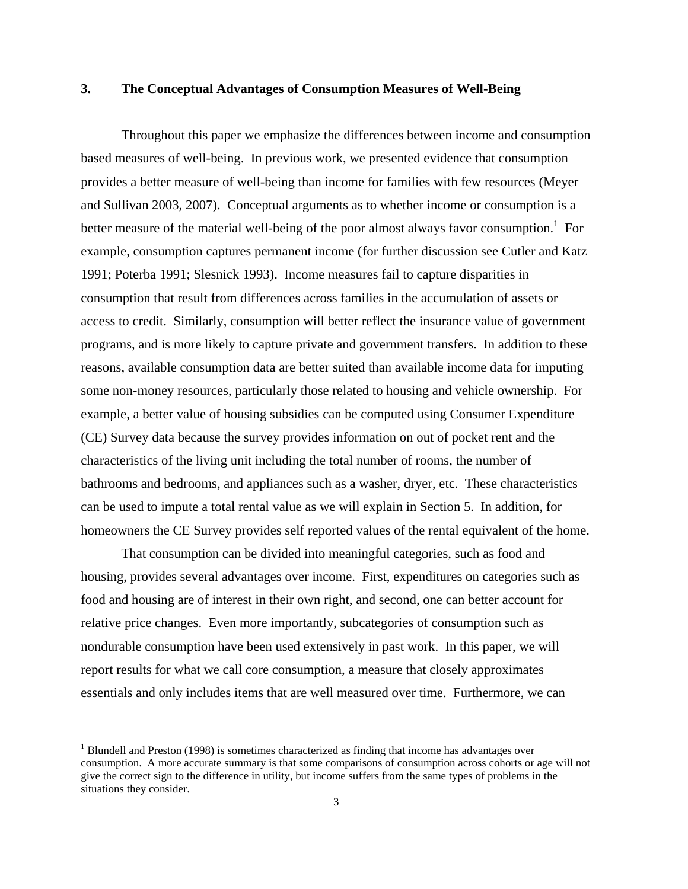## 3. The Conceptual Advantages of Consumption Measures of Well-Being

Throughout this paper we emphasize the differences between income and consumption based measures of well-being. In previous work, we presented evidence that consumption provides a better measure of well-being than income for families with few resources (Meyer and Sullivan 2003, 2007). Conceptual arguments as to whether income or consumption is a better measure of the material well-being of the poor almost always favor consumption.[1] For example, consumption captures permanent income (for further discussion see Cutler and Katz 1991; Poterba 1991; Slesnick 1993). Income measures fail to capture disparities in consumption that result from differences across families in the accumulation of assets or access to credit. Similarly, consumption will better reflect the insurance value of government programs, and is more likely to capture private and government transfers. In addition to these reasons, available consumption data are better suited than available income data for imputing some non-money resources, particularly those related to housing and vehicle ownership. For example, a better value of housing subsidies can be computed using Consumer Expenditure (CE) Survey data because the survey provides information on out of pocket rent and the characteristics of the living unit including the total number of rooms, the number of bathrooms and bedrooms, and appliances such as a washer, dryer, etc. These characteristics can be used to impute a total rental value as we will explain in Section 5. In addition, for homeowners the CE Survey provides self reported values of the rental equivalent of the home.

That consumption can be divided into meaningful categories, such as food and housing, provides several advantages over income. First, expenditures on categories such as food and housing are of interest in their own right, and second, one can better account for relative price changes. Even more importantly, subcategories of consumption such as nondurable consumption have been used extensively in past work. In this paper, we will report results for what we call core consumption, a measure that closely approximates essentials and only includes items that are well measured over time. Furthermore, we can

[1] Blundell and Preston (1998) is sometimes characterized as finding that income has advantages over consumption. A more accurate summary is that some comparisons of consumption across cohorts or age will not give the correct sign to the difference in utility, but income suffers from the same types of problems in the situations they consider.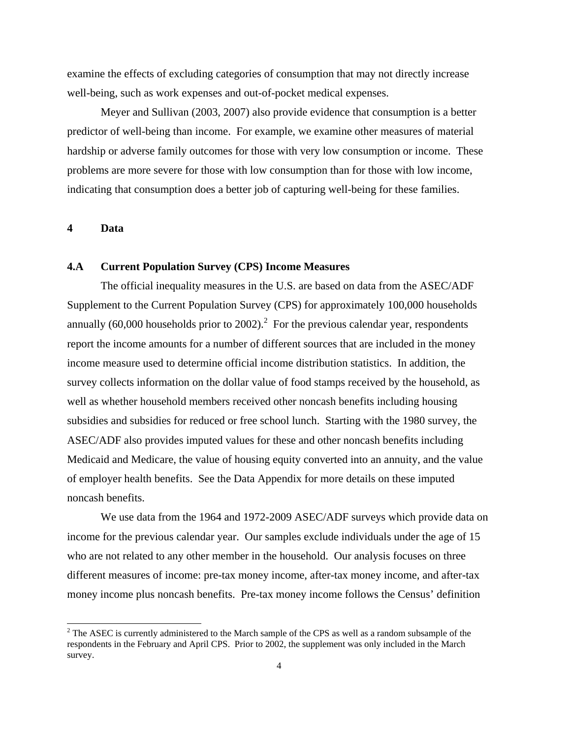examine the effects of excluding categories of consumption that may not directly increase well-being, such as work expenses and out-of-pocket medical expenses.

Meyer and Sullivan (2003, 2007) also provide evidence that consumption is a better predictor of well-being than income. For example, we examine other measures of material hardship or adverse family outcomes for those with very low consumption or income. These problems are more severe for those with low consumption than for those with low income, indicating that consumption does a better job of capturing well-being for these families.

# 4 Data

## 4.A Current Population Survey (CPS) Income Measures

The official inequality measures in the U.S. are based on data from the ASEC/ADF Supplement to the Current Population Survey (CPS) for approximately 100,000 households annually (60,000 households prior to 2002).[2] For the previous calendar year, respondents report the income amounts for a number of different sources that are included in the money income measure used to determine official income distribution statistics. In addition, the survey collects information on the dollar value of food stamps received by the household, as well as whether household members received other noncash benefits including housing subsidies and subsidies for reduced or free school lunch. Starting with the 1980 survey, the ASEC/ADF also provides imputed values for these and other noncash benefits including Medicaid and Medicare, the value of housing equity converted into an annuity, and the value of employer health benefits. See the Data Appendix for more details on these imputed noncash benefits.

We use data from the 1964 and 1972-2009 ASEC/ADF surveys which provide data on income for the previous calendar year. Our samples exclude individuals under the age of 15 who are not related to any other member in the household. Our analysis focuses on three different measures of income: pre-tax money income, after-tax money income, and after-tax money income plus noncash benefits. Pre-tax money income follows the Census' definition

[2] The ASEC is currently administered to the March sample of the CPS as well as a random subsample of the respondents in the February and April CPS. Prior to 2002, the supplement was only included in the March survey.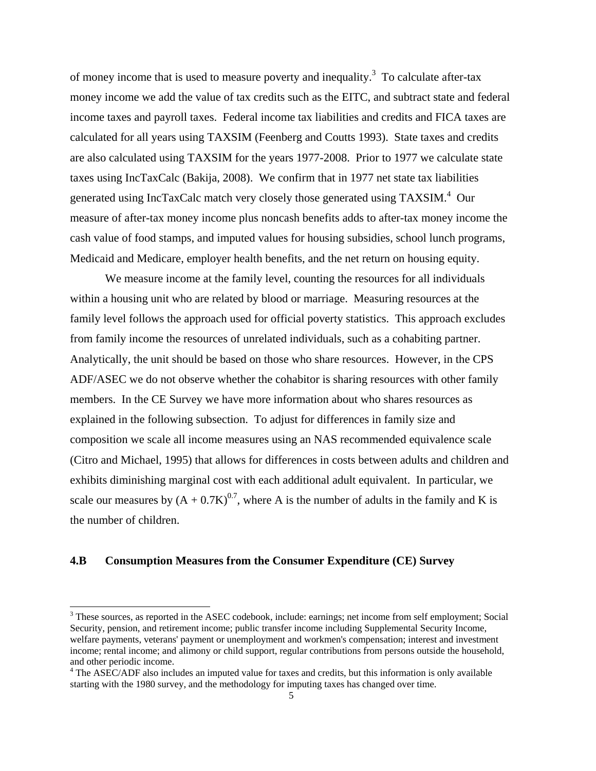of money income that is used to measure poverty and inequality.[3] To calculate after-tax money income we add the value of tax credits such as the EITC, and subtract state and federal income taxes and payroll taxes. Federal income tax liabilities and credits and FICA taxes are calculated for all years using TAXSIM (Feenberg and Coutts 1993). State taxes and credits are also calculated using TAXSIM for the years 1977-2008. Prior to 1977 we calculate state taxes using IncTaxCalc (Bakija, 2008). We confirm that in 1977 net state tax liabilities generated using IncTaxCalc match very closely those generated using TAXSIM.[4] Our measure of after-tax money income plus noncash benefits adds to after-tax money income the cash value of food stamps, and imputed values for housing subsidies, school lunch programs, Medicaid and Medicare, employer health benefits, and the net return on housing equity.

We measure income at the family level, counting the resources for all individuals within a housing unit who are related by blood or marriage. Measuring resources at the family level follows the approach used for official poverty statistics. This approach excludes from family income the resources of unrelated individuals, such as a cohabiting partner. Analytically, the unit should be based on those who share resources. However, in the CPS ADF/ASEC we do not observe whether the cohabitor is sharing resources with other family members. In the CE Survey we have more information about who shares resources as explained in the following subsection. To adjust for differences in family size and composition we scale all income measures using an NAS recommended equivalence scale (Citro and Michael, 1995) that allows for differences in costs between adults and children and exhibits diminishing marginal cost with each additional adult equivalent. In particular, we scale our measures by $(A + 0.7K)^{0.7}$, where A is the number of adults in the family and K is the number of children.

### 4.B Consumption Measures from the Consumer Expenditure (CE) Survey

[3] These sources, as reported in the ASEC codebook, include: earnings; net income from self employment; Social Security, pension, and retirement income; public transfer income including Supplemental Security Income, welfare payments, veterans' payment or unemployment and workmen's compensation; interest and investment income; rental income; and alimony or child support, regular contributions from persons outside the household, and other periodic income.

[4] The ASEC/ADF also includes an imputed value for taxes and credits, but this information is only available starting with the 1980 survey, and the methodology for imputing taxes has changed over time.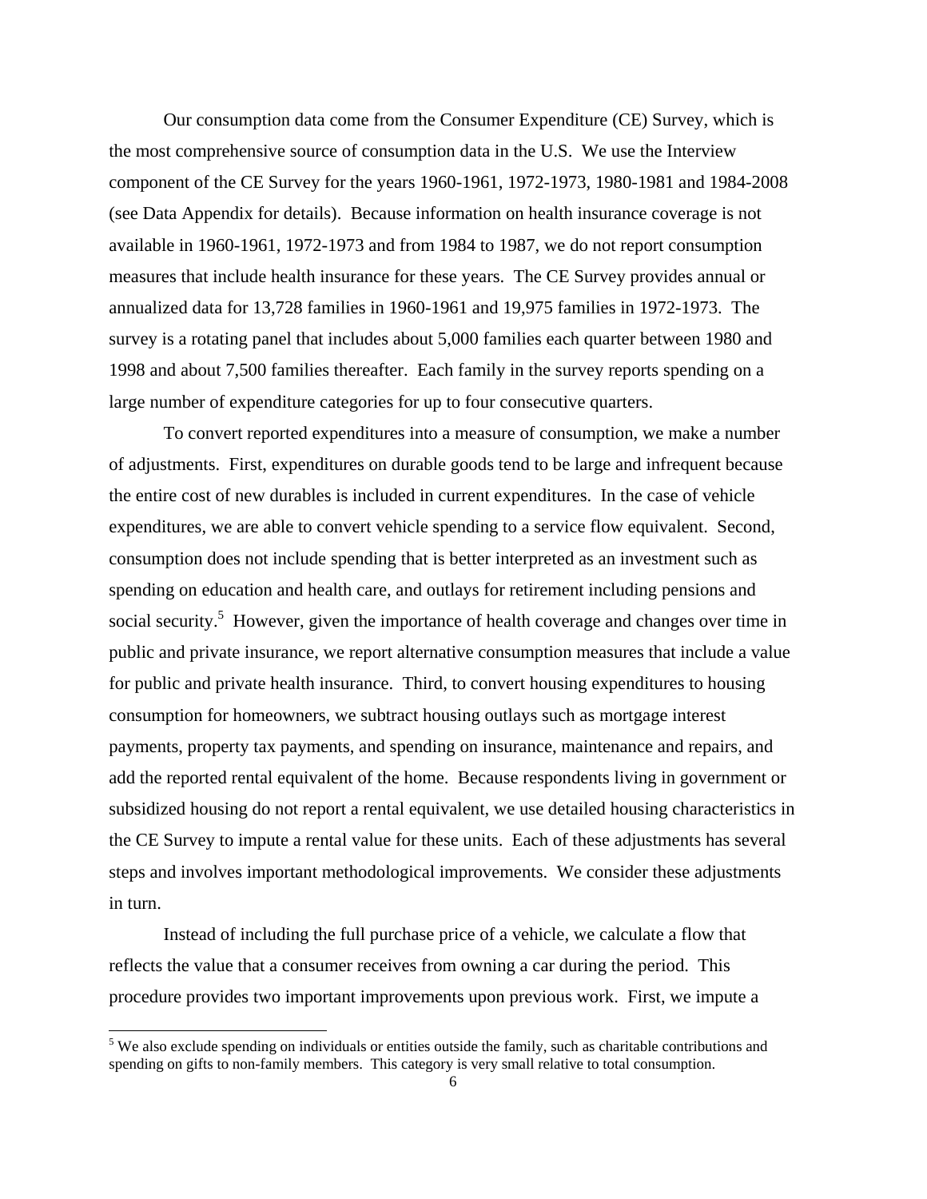Our consumption data come from the Consumer Expenditure (CE) Survey, which is the most comprehensive source of consumption data in the U.S. We use the Interview component of the CE Survey for the years 1960-1961, 1972-1973, 1980-1981 and 1984-2008 (see Data Appendix for details). Because information on health insurance coverage is not available in 1960-1961, 1972-1973 and from 1984 to 1987, we do not report consumption measures that include health insurance for these years. The CE Survey provides annual or annualized data for 13,728 families in 1960-1961 and 19,975 families in 1972-1973. The survey is a rotating panel that includes about 5,000 families each quarter between 1980 and 1998 and about 7,500 families thereafter. Each family in the survey reports spending on a large number of expenditure categories for up to four consecutive quarters.

To convert reported expenditures into a measure of consumption, we make a number of adjustments. First, expenditures on durable goods tend to be large and infrequent because the entire cost of new durables is included in current expenditures. In the case of vehicle expenditures, we are able to convert vehicle spending to a service flow equivalent. Second, consumption does not include spending that is better interpreted as an investment such as spending on education and health care, and outlays for retirement including pensions and social security.[5] However, given the importance of health coverage and changes over time in public and private insurance, we report alternative consumption measures that include a value for public and private health insurance. Third, to convert housing expenditures to housing consumption for homeowners, we subtract housing outlays such as mortgage interest payments, property tax payments, and spending on insurance, maintenance and repairs, and add the reported rental equivalent of the home. Because respondents living in government or subsidized housing do not report a rental equivalent, we use detailed housing characteristics in the CE Survey to impute a rental value for these units. Each of these adjustments has several steps and involves important methodological improvements. We consider these adjustments in turn.

Instead of including the full purchase price of a vehicle, we calculate a flow that reflects the value that a consumer receives from owning a car during the period. This procedure provides two important improvements upon previous work. First, we impute a

[5] We also exclude spending on individuals or entities outside the family, such as charitable contributions and spending on gifts to non-family members. This category is very small relative to total consumption.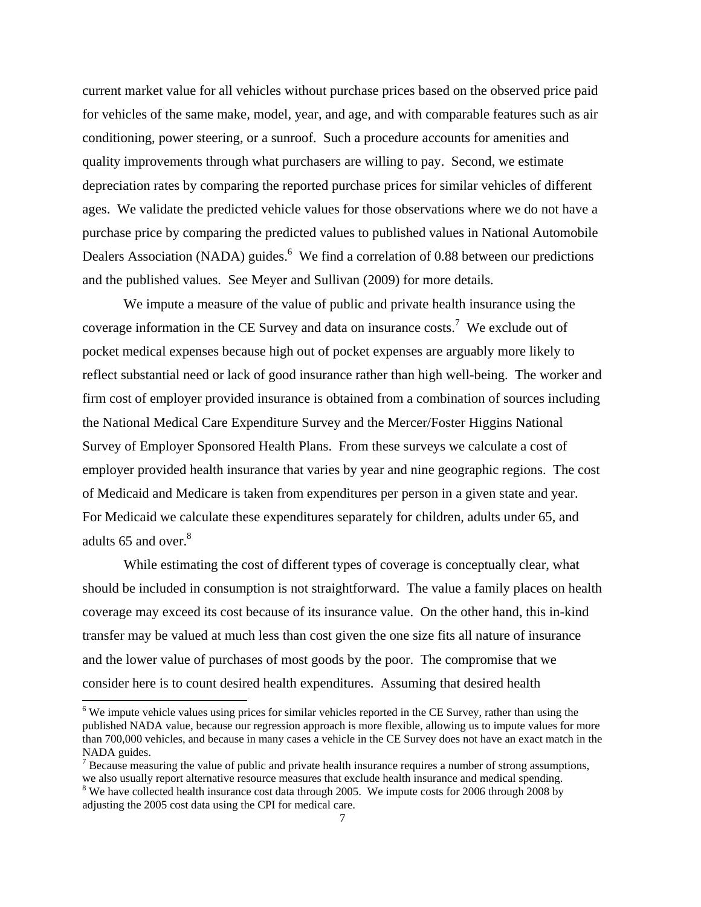current market value for all vehicles without purchase prices based on the observed price paid for vehicles of the same make, model, year, and age, and with comparable features such as air conditioning, power steering, or a sunroof. Such a procedure accounts for amenities and quality improvements through what purchasers are willing to pay. Second, we estimate depreciation rates by comparing the reported purchase prices for similar vehicles of different ages. We validate the predicted vehicle values for those observations where we do not have a purchase price by comparing the predicted values to published values in National Automobile Dealers Association (NADA) guides.[6] We find a correlation of 0.88 between our predictions and the published values. See Meyer and Sullivan (2009) for more details.

We impute a measure of the value of public and private health insurance using the coverage information in the CE Survey and data on insurance costs.[7] We exclude out of pocket medical expenses because high out of pocket expenses are arguably more likely to reflect substantial need or lack of good insurance rather than high well-being. The worker and firm cost of employer provided insurance is obtained from a combination of sources including the National Medical Care Expenditure Survey and the Mercer/Foster Higgins National Survey of Employer Sponsored Health Plans. From these surveys we calculate a cost of employer provided health insurance that varies by year and nine geographic regions. The cost of Medicaid and Medicare is taken from expenditures per person in a given state and year. For Medicaid we calculate these expenditures separately for children, adults under 65, and adults 65 and over.[8]

While estimating the cost of different types of coverage is conceptually clear, what should be included in consumption is not straightforward. The value a family places on health coverage may exceed its cost because of its insurance value. On the other hand, this in-kind transfer may be valued at much less than cost given the one size fits all nature of insurance and the lower value of purchases of most goods by the poor. The compromise that we consider here is to count desired health expenditures. Assuming that desired health

---

[6] We impute vehicle values using prices for similar vehicles reported in the CE Survey, rather than using the published NADA value, because our regression approach is more flexible, allowing us to impute values for more than 700,000 vehicles, and because in many cases a vehicle in the CE Survey does not have an exact match in the NADA guides.

[7] Because measuring the value of public and private health insurance requires a number of strong assumptions, we also usually report alternative resource measures that exclude health insurance and medical spending.

[8] We have collected health insurance cost data through 2005. We impute costs for 2006 through 2008 by adjusting the 2005 cost data using the CPI for medical care.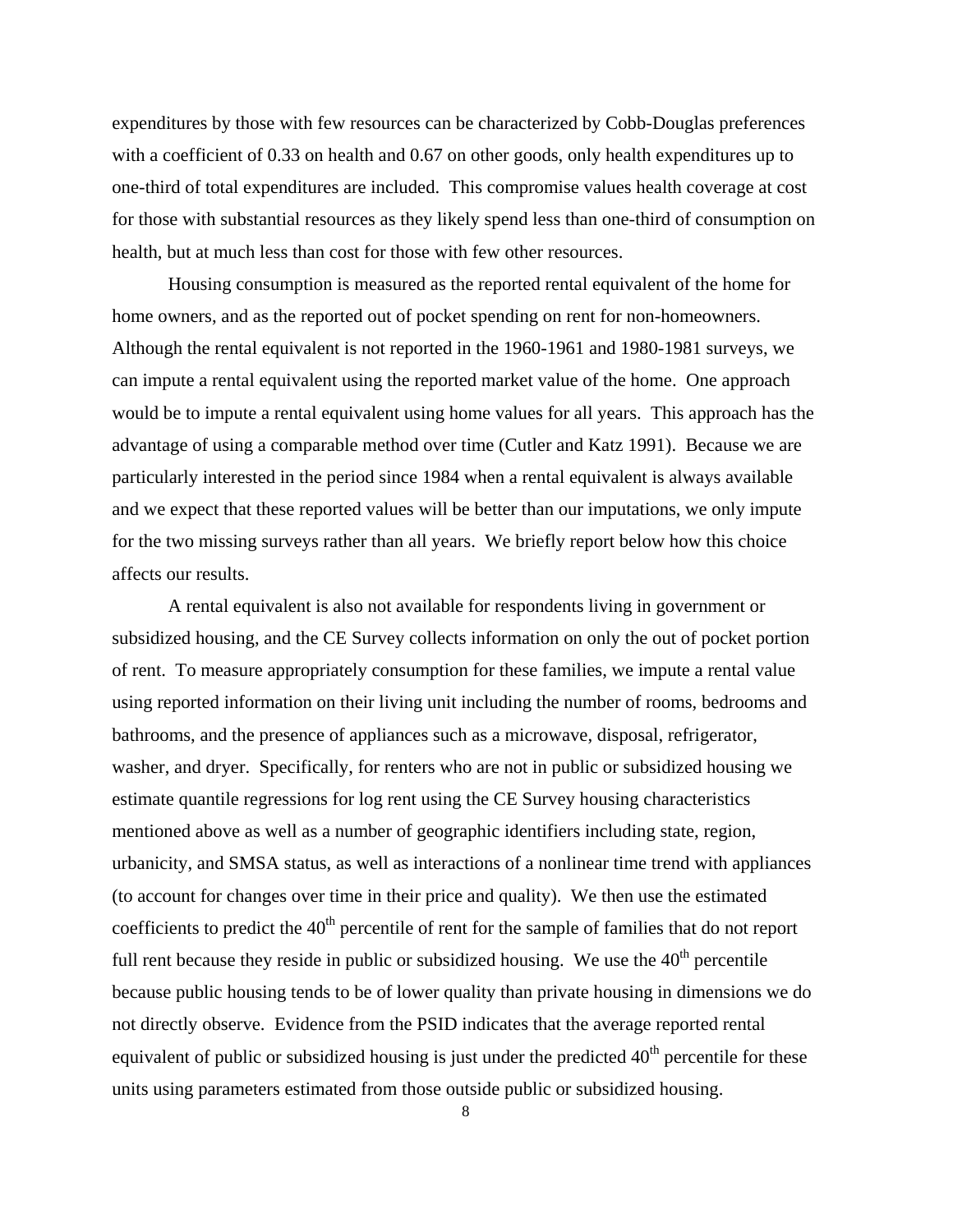expenditures by those with few resources can be characterized by Cobb-Douglas preferences with a coefficient of 0.33 on health and 0.67 on other goods, only health expenditures up to one-third of total expenditures are included. This compromise values health coverage at cost for those with substantial resources as they likely spend less than one-third of consumption on health, but at much less than cost for those with few other resources.

Housing consumption is measured as the reported rental equivalent of the home for home owners, and as the reported out of pocket spending on rent for non-homeowners. Although the rental equivalent is not reported in the 1960-1961 and 1980-1981 surveys, we can impute a rental equivalent using the reported market value of the home. One approach would be to impute a rental equivalent using home values for all years. This approach has the advantage of using a comparable method over time (Cutler and Katz 1991). Because we are particularly interested in the period since 1984 when a rental equivalent is always available and we expect that these reported values will be better than our imputations, we only impute for the two missing surveys rather than all years. We briefly report below how this choice affects our results.

A rental equivalent is also not available for respondents living in government or subsidized housing, and the CE Survey collects information on only the out of pocket portion of rent. To measure appropriately consumption for these families, we impute a rental value using reported information on their living unit including the number of rooms, bedrooms and bathrooms, and the presence of appliances such as a microwave, disposal, refrigerator, washer, and dryer. Specifically, for renters who are not in public or subsidized housing we estimate quantile regressions for log rent using the CE Survey housing characteristics mentioned above as well as a number of geographic identifiers including state, region, urbanicity, and SMSA status, as well as interactions of a nonlinear time trend with appliances (to account for changes over time in their price and quality). We then use the estimated coefficients to predict the 40$^{th}$ percentile of rent for the sample of families that do not report full rent because they reside in public or subsidized housing. We use the 40$^{th}$ percentile because public housing tends to be of lower quality than private housing in dimensions we do not directly observe. Evidence from the PSID indicates that the average reported rental equivalent of public or subsidized housing is just under the predicted 40$^{th}$ percentile for these units using parameters estimated from those outside public or subsidized housing.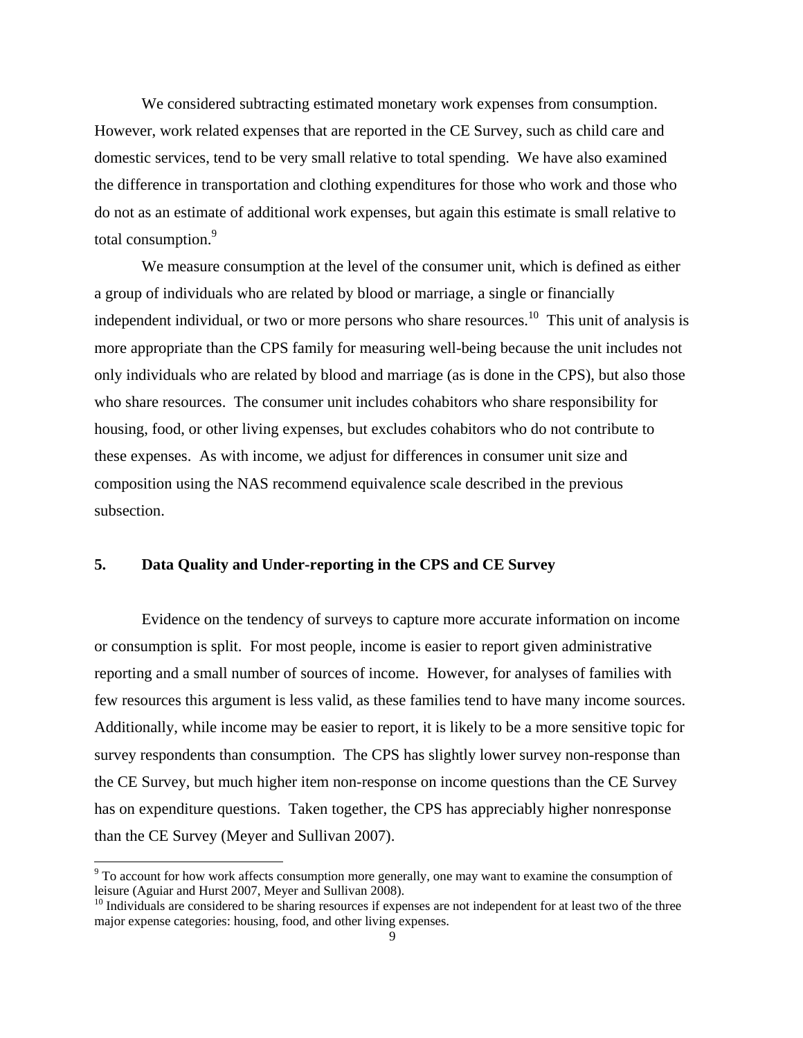We considered subtracting estimated monetary work expenses from consumption. However, work related expenses that are reported in the CE Survey, such as child care and domestic services, tend to be very small relative to total spending. We have also examined the difference in transportation and clothing expenditures for those who work and those who do not as an estimate of additional work expenses, but again this estimate is small relative to total consumption.[9]

We measure consumption at the level of the consumer unit, which is defined as either a group of individuals who are related by blood or marriage, a single or financially independent individual, or two or more persons who share resources.[10] This unit of analysis is more appropriate than the CPS family for measuring well-being because the unit includes not only individuals who are related by blood and marriage (as is done in the CPS), but also those who share resources. The consumer unit includes cohabitors who share responsibility for housing, food, or other living expenses, but excludes cohabitors who do not contribute to these expenses. As with income, we adjust for differences in consumer unit size and composition using the NAS recommend equivalence scale described in the previous subsection.

## 5. Data Quality and Under-reporting in the CPS and CE Survey

Evidence on the tendency of surveys to capture more accurate information on income or consumption is split. For most people, income is easier to report given administrative reporting and a small number of sources of income. However, for analyses of families with few resources this argument is less valid, as these families tend to have many income sources. Additionally, while income may be easier to report, it is likely to be a more sensitive topic for survey respondents than consumption. The CPS has slightly lower survey non-response than the CE Survey, but much higher item non-response on income questions than the CE Survey has on expenditure questions. Taken together, the CPS has appreciably higher nonresponse than the CE Survey (Meyer and Sullivan 2007).

---

[9] To account for how work affects consumption more generally, one may want to examine the consumption of leisure (Aguiar and Hurst 2007, Meyer and Sullivan 2008).

[10] Individuals are considered to be sharing resources if expenses are not independent for at least two of the three major expense categories: housing, food, and other living expenses.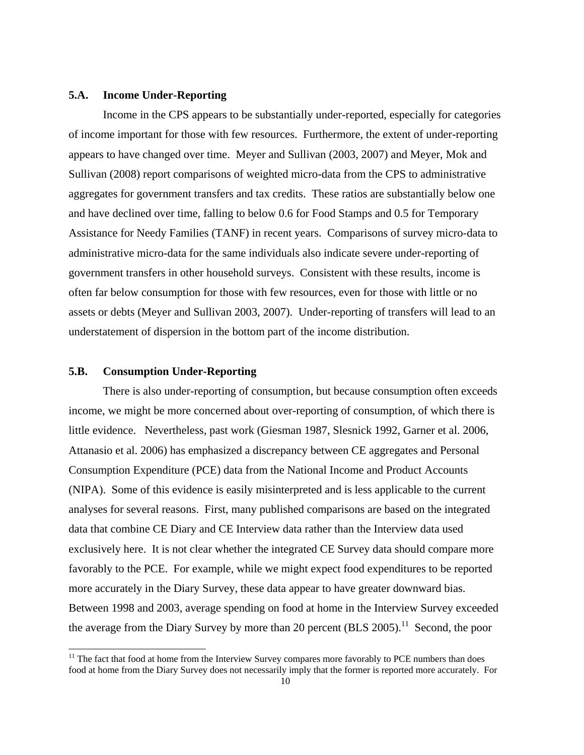### 5.A. Income Under-Reporting

Income in the CPS appears to be substantially under-reported, especially for categories of income important for those with few resources. Furthermore, the extent of under-reporting appears to have changed over time. Meyer and Sullivan (2003, 2007) and Meyer, Mok and Sullivan (2008) report comparisons of weighted micro-data from the CPS to administrative aggregates for government transfers and tax credits. These ratios are substantially below one and have declined over time, falling to below 0.6 for Food Stamps and 0.5 for Temporary Assistance for Needy Families (TANF) in recent years. Comparisons of survey micro-data to administrative micro-data for the same individuals also indicate severe under-reporting of government transfers in other household surveys. Consistent with these results, income is often far below consumption for those with few resources, even for those with little or no assets or debts (Meyer and Sullivan 2003, 2007). Under-reporting of transfers will lead to an understatement of dispersion in the bottom part of the income distribution.

### 5.B. Consumption Under-Reporting

There is also under-reporting of consumption, but because consumption often exceeds income, we might be more concerned about over-reporting of consumption, of which there is little evidence. Nevertheless, past work (Giesman 1987, Slesnick 1992, Garner et al. 2006, Attanasio et al. 2006) has emphasized a discrepancy between CE aggregates and Personal Consumption Expenditure (PCE) data from the National Income and Product Accounts (NIPA). Some of this evidence is easily misinterpreted and is less applicable to the current analyses for several reasons. First, many published comparisons are based on the integrated data that combine CE Diary and CE Interview data rather than the Interview data used exclusively here. It is not clear whether the integrated CE Survey data should compare more favorably to the PCE. For example, while we might expect food expenditures to be reported more accurately in the Diary Survey, these data appear to have greater downward bias. Between 1998 and 2003, average spending on food at home in the Interview Survey exceeded the average from the Diary Survey by more than 20 percent (BLS 2005).[11] Second, the poor

[11] The fact that food at home from the Interview Survey compares more favorably to PCE numbers than does food at home from the Diary Survey does not necessarily imply that the former is reported more accurately. For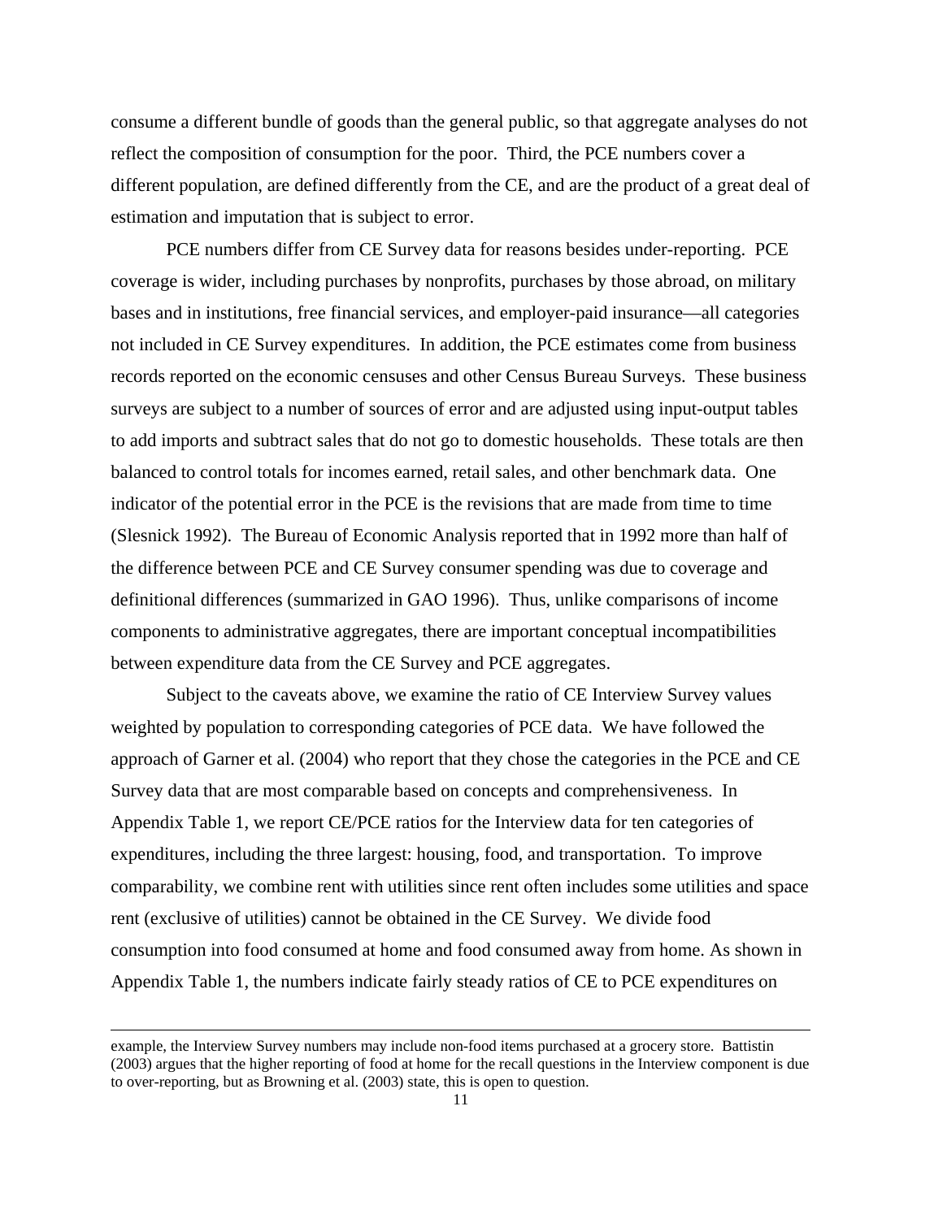consume a different bundle of goods than the general public, so that aggregate analyses do not reflect the composition of consumption for the poor. Third, the PCE numbers cover a different population, are defined differently from the CE, and are the product of a great deal of estimation and imputation that is subject to error.

PCE numbers differ from CE Survey data for reasons besides under-reporting. PCE coverage is wider, including purchases by nonprofits, purchases by those abroad, on military bases and in institutions, free financial services, and employer-paid insurance—all categories not included in CE Survey expenditures. In addition, the PCE estimates come from business records reported on the economic censuses and other Census Bureau Surveys. These business surveys are subject to a number of sources of error and are adjusted using input-output tables to add imports and subtract sales that do not go to domestic households. These totals are then balanced to control totals for incomes earned, retail sales, and other benchmark data. One indicator of the potential error in the PCE is the revisions that are made from time to time (Slesnick 1992). The Bureau of Economic Analysis reported that in 1992 more than half of the difference between PCE and CE Survey consumer spending was due to coverage and definitional differences (summarized in GAO 1996). Thus, unlike comparisons of income components to administrative aggregates, there are important conceptual incompatibilities between expenditure data from the CE Survey and PCE aggregates.

Subject to the caveats above, we examine the ratio of CE Interview Survey values weighted by population to corresponding categories of PCE data. We have followed the approach of Garner et al. (2004) who report that they chose the categories in the PCE and CE Survey data that are most comparable based on concepts and comprehensiveness. In Appendix Table 1, we report CE/PCE ratios for the Interview data for ten categories of expenditures, including the three largest: housing, food, and transportation. To improve comparability, we combine rent with utilities since rent often includes some utilities and space rent (exclusive of utilities) cannot be obtained in the CE Survey. We divide food consumption into food consumed at home and food consumed away from home. As shown in Appendix Table 1, the numbers indicate fairly steady ratios of CE to PCE expenditures on

---

example, the Interview Survey numbers may include non-food items purchased at a grocery store. Battistin (2003) argues that the higher reporting of food at home for the recall questions in the Interview component is due to over-reporting, but as Browning et al. (2003) state, this is open to question.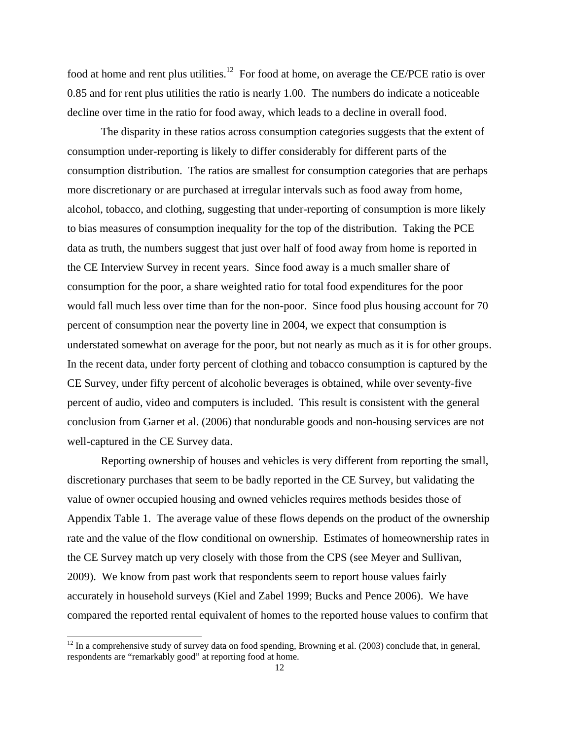food at home and rent plus utilities.[12] For food at home, on average the CE/PCE ratio is over 0.85 and for rent plus utilities the ratio is nearly 1.00. The numbers do indicate a noticeable decline over time in the ratio for food away, which leads to a decline in overall food.

The disparity in these ratios across consumption categories suggests that the extent of consumption under-reporting is likely to differ considerably for different parts of the consumption distribution. The ratios are smallest for consumption categories that are perhaps more discretionary or are purchased at irregular intervals such as food away from home, alcohol, tobacco, and clothing, suggesting that under-reporting of consumption is more likely to bias measures of consumption inequality for the top of the distribution. Taking the PCE data as truth, the numbers suggest that just over half of food away from home is reported in the CE Interview Survey in recent years. Since food away is a much smaller share of consumption for the poor, a share weighted ratio for total food expenditures for the poor would fall much less over time than for the non-poor. Since food plus housing account for 70 percent of consumption near the poverty line in 2004, we expect that consumption is understated somewhat on average for the poor, but not nearly as much as it is for other groups. In the recent data, under forty percent of clothing and tobacco consumption is captured by the CE Survey, under fifty percent of alcoholic beverages is obtained, while over seventy-five percent of audio, video and computers is included. This result is consistent with the general conclusion from Garner et al. (2006) that nondurable goods and non-housing services are not well-captured in the CE Survey data.

Reporting ownership of houses and vehicles is very different from reporting the small, discretionary purchases that seem to be badly reported in the CE Survey, but validating the value of owner occupied housing and owned vehicles requires methods besides those of Appendix Table 1. The average value of these flows depends on the product of the ownership rate and the value of the flow conditional on ownership. Estimates of homeownership rates in the CE Survey match up very closely with those from the CPS (see Meyer and Sullivan, 2009). We know from past work that respondents seem to report house values fairly accurately in household surveys (Kiel and Zabel 1999; Bucks and Pence 2006). We have compared the reported rental equivalent of homes to the reported house values to confirm that

[12] In a comprehensive study of survey data on food spending, Browning et al. (2003) conclude that, in general, respondents are "remarkably good" at reporting food at home.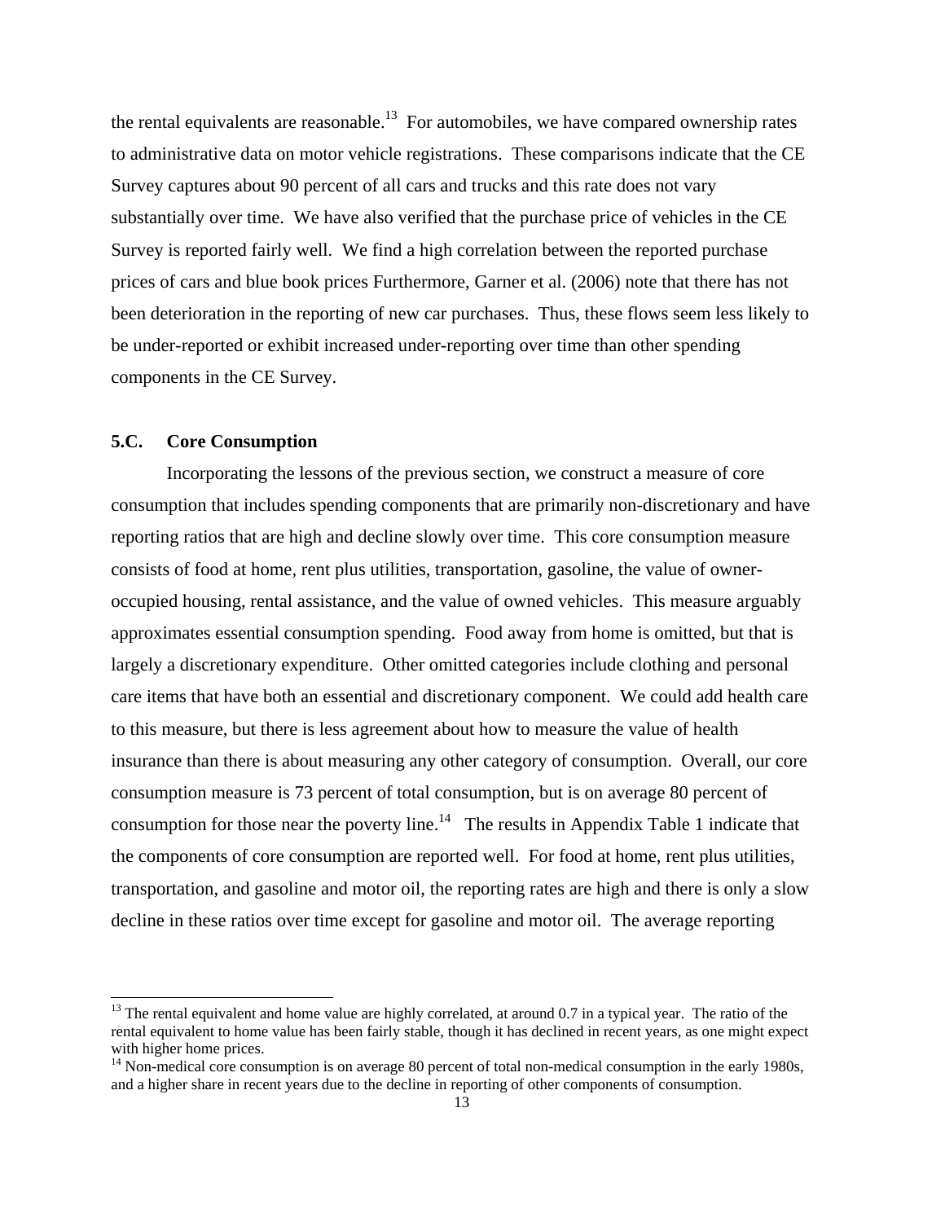the rental equivalents are reasonable.[13] For automobiles, we have compared ownership rates to administrative data on motor vehicle registrations. These comparisons indicate that the CE Survey captures about 90 percent of all cars and trucks and this rate does not vary substantially over time. We have also verified that the purchase price of vehicles in the CE Survey is reported fairly well. We find a high correlation between the reported purchase prices of cars and blue book prices Furthermore, Garner et al. (2006) note that there has not been deterioration in the reporting of new car purchases. Thus, these flows seem less likely to be under-reported or exhibit increased under-reporting over time than other spending components in the CE Survey.

### 5.C. Core Consumption

Incorporating the lessons of the previous section, we construct a measure of core consumption that includes spending components that are primarily non-discretionary and have reporting ratios that are high and decline slowly over time. This core consumption measure consists of food at home, rent plus utilities, transportation, gasoline, the value of owner-occupied housing, rental assistance, and the value of owned vehicles. This measure arguably approximates essential consumption spending. Food away from home is omitted, but that is largely a discretionary expenditure. Other omitted categories include clothing and personal care items that have both an essential and discretionary component. We could add health care to this measure, but there is less agreement about how to measure the value of health insurance than there is about measuring any other category of consumption. Overall, our core consumption measure is 73 percent of total consumption, but is on average 80 percent of consumption for those near the poverty line.[14] The results in Appendix Table 1 indicate that the components of core consumption are reported well. For food at home, rent plus utilities, transportation, and gasoline and motor oil, the reporting rates are high and there is only a slow decline in these ratios over time except for gasoline and motor oil. The average reporting

---

[13] The rental equivalent and home value are highly correlated, at around 0.7 in a typical year. The ratio of the rental equivalent to home value has been fairly stable, though it has declined in recent years, as one might expect with higher home prices.

[14] Non-medical core consumption is on average 80 percent of total non-medical consumption in the early 1980s, and a higher share in recent years due to the decline in reporting of other components of consumption.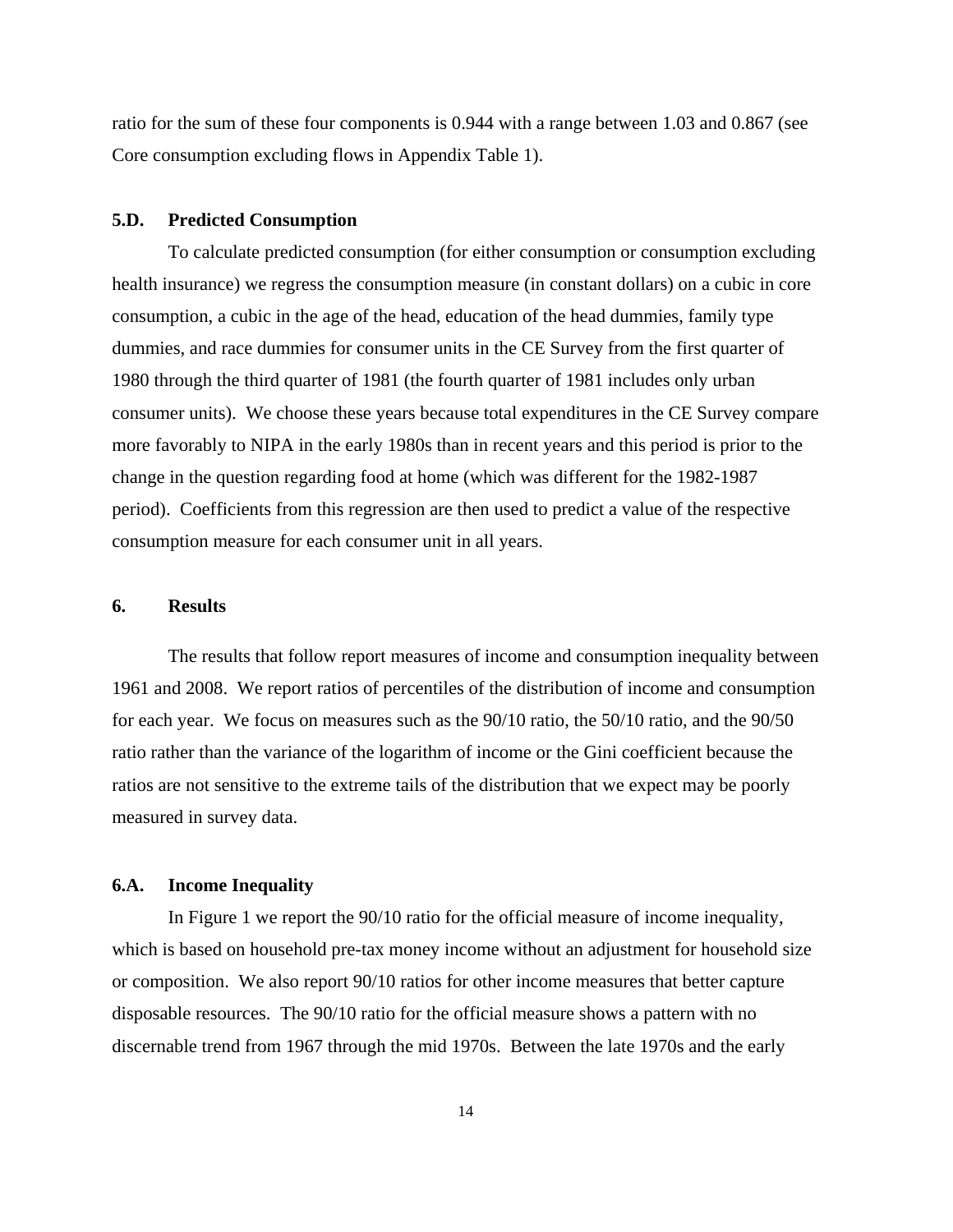ratio for the sum of these four components is 0.944 with a range between 1.03 and 0.867 (see Core consumption excluding flows in Appendix Table 1).

### 5.D. Predicted Consumption

To calculate predicted consumption (for either consumption or consumption excluding health insurance) we regress the consumption measure (in constant dollars) on a cubic in core consumption, a cubic in the age of the head, education of the head dummies, family type dummies, and race dummies for consumer units in the CE Survey from the first quarter of 1980 through the third quarter of 1981 (the fourth quarter of 1981 includes only urban consumer units). We choose these years because total expenditures in the CE Survey compare more favorably to NIPA in the early 1980s than in recent years and this period is prior to the change in the question regarding food at home (which was different for the 1982-1987 period). Coefficients from this regression are then used to predict a value of the respective consumption measure for each consumer unit in all years.

## 6. Results

The results that follow report measures of income and consumption inequality between 1961 and 2008. We report ratios of percentiles of the distribution of income and consumption for each year. We focus on measures such as the 90/10 ratio, the 50/10 ratio, and the 90/50 ratio rather than the variance of the logarithm of income or the Gini coefficient because the ratios are not sensitive to the extreme tails of the distribution that we expect may be poorly measured in survey data.

### 6.A. Income Inequality

In Figure 1 we report the 90/10 ratio for the official measure of income inequality, which is based on household pre-tax money income without an adjustment for household size or composition. We also report 90/10 ratios for other income measures that better capture disposable resources. The 90/10 ratio for the official measure shows a pattern with no discernable trend from 1967 through the mid 1970s. Between the late 1970s and the early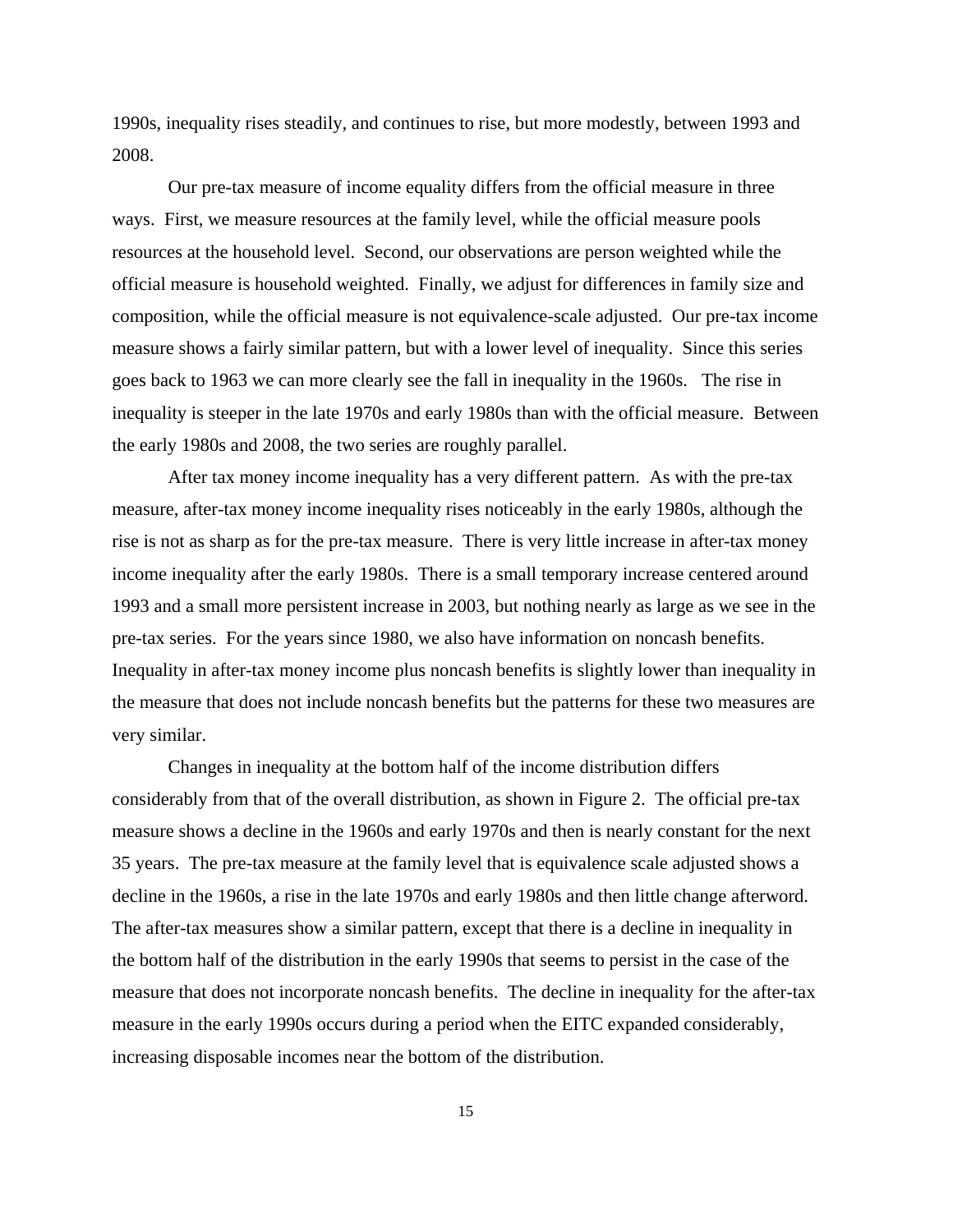1990s, inequality rises steadily, and continues to rise, but more modestly, between 1993 and 2008.

Our pre-tax measure of income equality differs from the official measure in three ways. First, we measure resources at the family level, while the official measure pools resources at the household level. Second, our observations are person weighted while the official measure is household weighted. Finally, we adjust for differences in family size and composition, while the official measure is not equivalence-scale adjusted. Our pre-tax income measure shows a fairly similar pattern, but with a lower level of inequality. Since this series goes back to 1963 we can more clearly see the fall in inequality in the 1960s. The rise in inequality is steeper in the late 1970s and early 1980s than with the official measure. Between the early 1980s and 2008, the two series are roughly parallel.

After tax money income inequality has a very different pattern. As with the pre-tax measure, after-tax money income inequality rises noticeably in the early 1980s, although the rise is not as sharp as for the pre-tax measure. There is very little increase in after-tax money income inequality after the early 1980s. There is a small temporary increase centered around 1993 and a small more persistent increase in 2003, but nothing nearly as large as we see in the pre-tax series. For the years since 1980, we also have information on noncash benefits. Inequality in after-tax money income plus noncash benefits is slightly lower than inequality in the measure that does not include noncash benefits but the patterns for these two measures are very similar.

Changes in inequality at the bottom half of the income distribution differs considerably from that of the overall distribution, as shown in Figure 2. The official pre-tax measure shows a decline in the 1960s and early 1970s and then is nearly constant for the next 35 years. The pre-tax measure at the family level that is equivalence scale adjusted shows a decline in the 1960s, a rise in the late 1970s and early 1980s and then little change afterword. The after-tax measures show a similar pattern, except that there is a decline in inequality in the bottom half of the distribution in the early 1990s that seems to persist in the case of the measure that does not incorporate noncash benefits. The decline in inequality for the after-tax measure in the early 1990s occurs during a period when the EITC expanded considerably, increasing disposable incomes near the bottom of the distribution.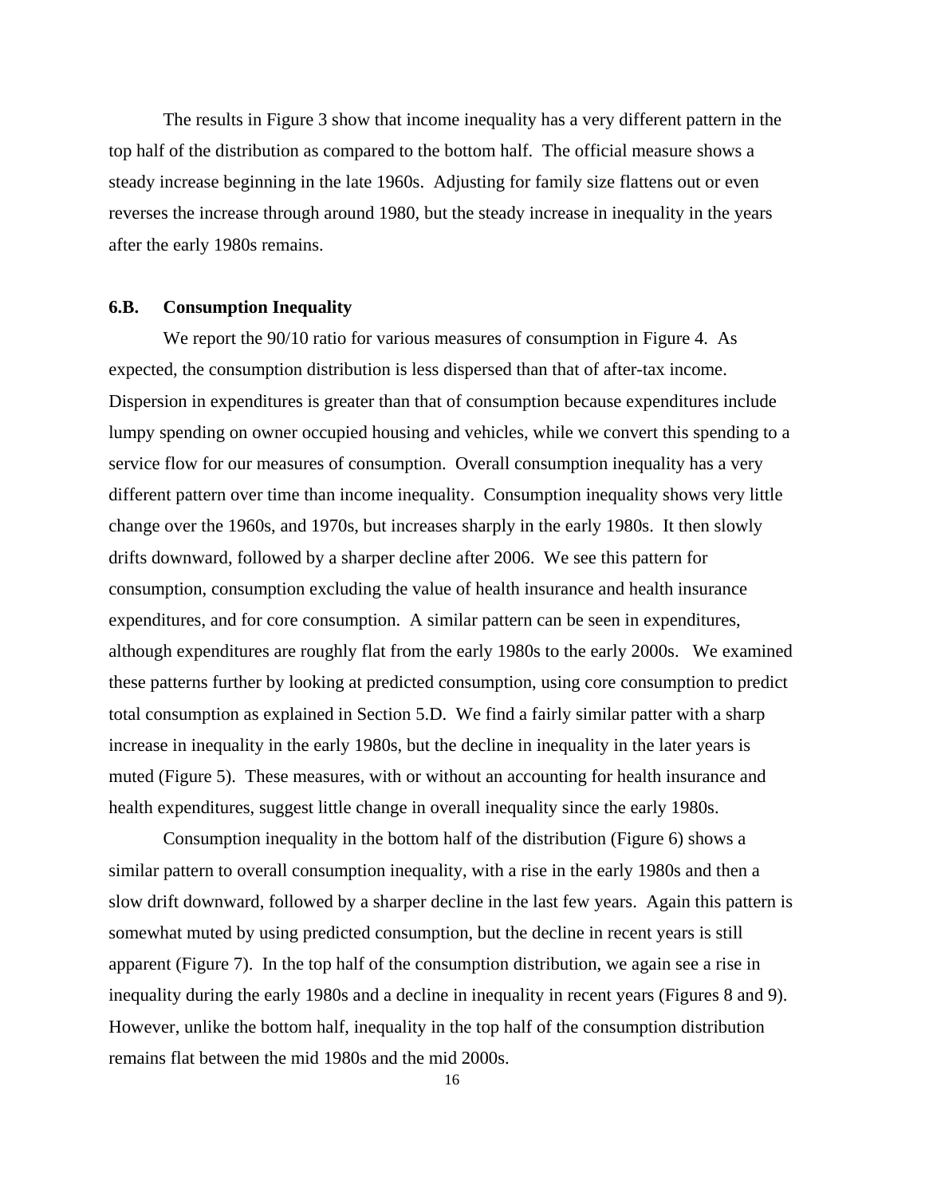The results in Figure 3 show that income inequality has a very different pattern in the top half of the distribution as compared to the bottom half. The official measure shows a steady increase beginning in the late 1960s. Adjusting for family size flattens out or even reverses the increase through around 1980, but the steady increase in inequality in the years after the early 1980s remains.

### 6.B. Consumption Inequality

We report the 90/10 ratio for various measures of consumption in Figure 4. As expected, the consumption distribution is less dispersed than that of after-tax income. Dispersion in expenditures is greater than that of consumption because expenditures include lumpy spending on owner occupied housing and vehicles, while we convert this spending to a service flow for our measures of consumption. Overall consumption inequality has a very different pattern over time than income inequality. Consumption inequality shows very little change over the 1960s, and 1970s, but increases sharply in the early 1980s. It then slowly drifts downward, followed by a sharper decline after 2006. We see this pattern for consumption, consumption excluding the value of health insurance and health insurance expenditures, and for core consumption. A similar pattern can be seen in expenditures, although expenditures are roughly flat from the early 1980s to the early 2000s. We examined these patterns further by looking at predicted consumption, using core consumption to predict total consumption as explained in Section 5.D. We find a fairly similar patter with a sharp increase in inequality in the early 1980s, but the decline in inequality in the later years is muted (Figure 5). These measures, with or without an accounting for health insurance and health expenditures, suggest little change in overall inequality since the early 1980s.

Consumption inequality in the bottom half of the distribution (Figure 6) shows a similar pattern to overall consumption inequality, with a rise in the early 1980s and then a slow drift downward, followed by a sharper decline in the last few years. Again this pattern is somewhat muted by using predicted consumption, but the decline in recent years is still apparent (Figure 7). In the top half of the consumption distribution, we again see a rise in inequality during the early 1980s and a decline in inequality in recent years (Figures 8 and 9). However, unlike the bottom half, inequality in the top half of the consumption distribution remains flat between the mid 1980s and the mid 2000s.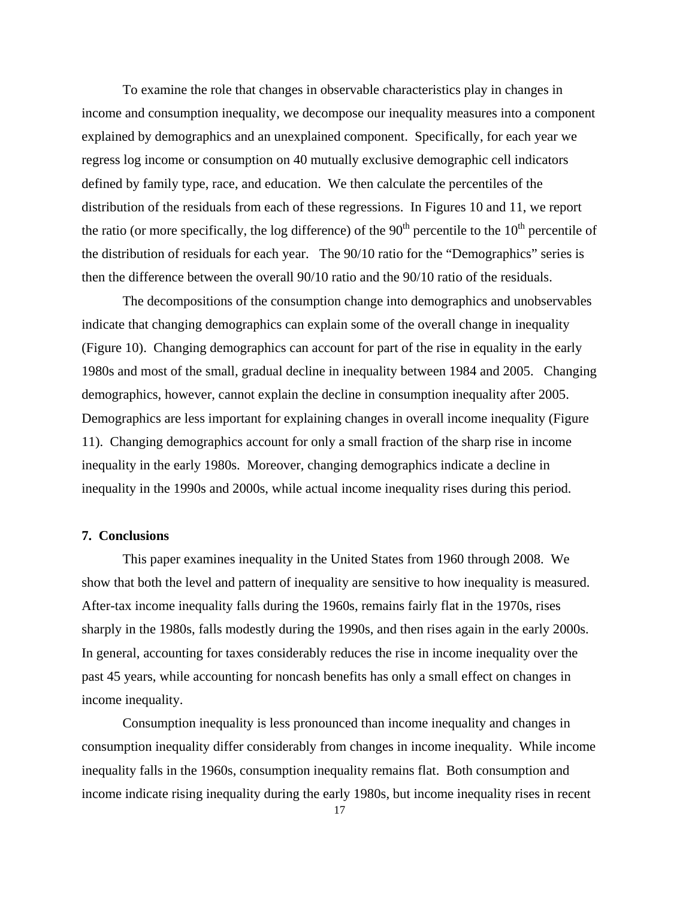To examine the role that changes in observable characteristics play in changes in income and consumption inequality, we decompose our inequality measures into a component explained by demographics and an unexplained component. Specifically, for each year we regress log income or consumption on 40 mutually exclusive demographic cell indicators defined by family type, race, and education. We then calculate the percentiles of the distribution of the residuals from each of these regressions. In Figures 10 and 11, we report the ratio (or more specifically, the log difference) of the 90th percentile to the 10th percentile of the distribution of residuals for each year. The 90/10 ratio for the "Demographics" series is then the difference between the overall 90/10 ratio and the 90/10 ratio of the residuals.

The decompositions of the consumption change into demographics and unobservables indicate that changing demographics can explain some of the overall change in inequality (Figure 10). Changing demographics can account for part of the rise in equality in the early 1980s and most of the small, gradual decline in inequality between 1984 and 2005. Changing demographics, however, cannot explain the decline in consumption inequality after 2005. Demographics are less important for explaining changes in overall income inequality (Figure 11). Changing demographics account for only a small fraction of the sharp rise in income inequality in the early 1980s. Moreover, changing demographics indicate a decline in inequality in the 1990s and 2000s, while actual income inequality rises during this period.

## 7. Conclusions

This paper examines inequality in the United States from 1960 through 2008. We show that both the level and pattern of inequality are sensitive to how inequality is measured. After-tax income inequality falls during the 1960s, remains fairly flat in the 1970s, rises sharply in the 1980s, falls modestly during the 1990s, and then rises again in the early 2000s. In general, accounting for taxes considerably reduces the rise in income inequality over the past 45 years, while accounting for noncash benefits has only a small effect on changes in income inequality.

Consumption inequality is less pronounced than income inequality and changes in consumption inequality differ considerably from changes in income inequality. While income inequality falls in the 1960s, consumption inequality remains flat. Both consumption and income indicate rising inequality during the early 1980s, but income inequality rises in recent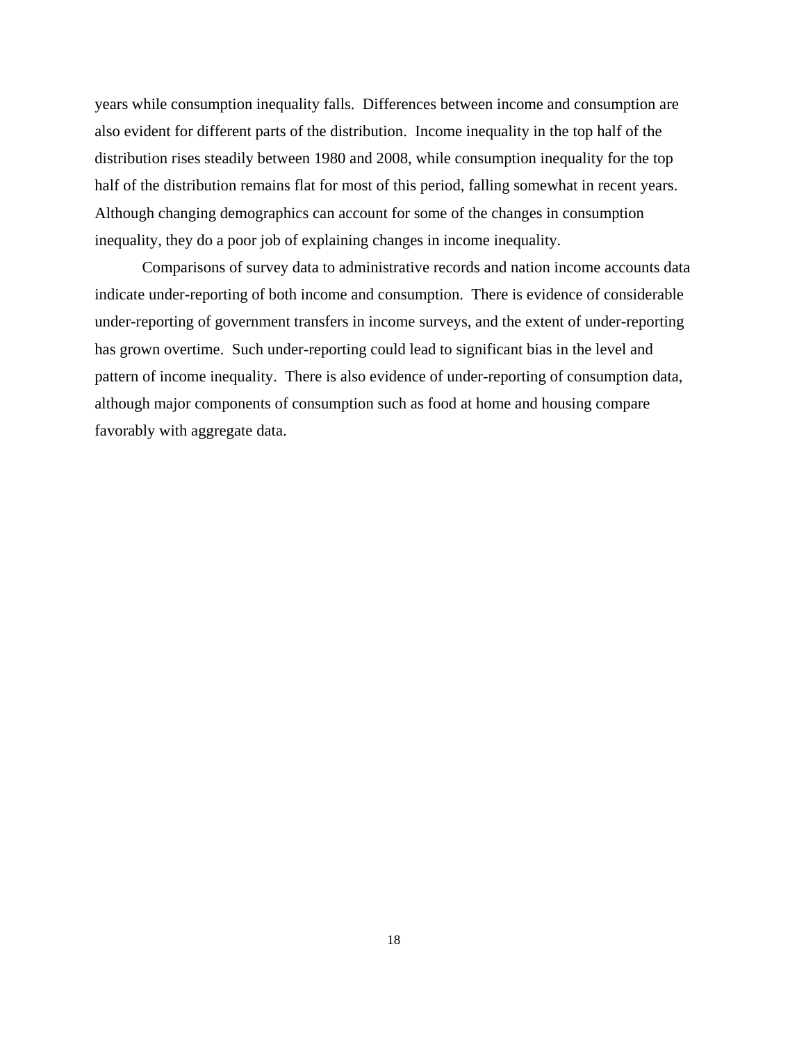years while consumption inequality falls. Differences between income and consumption are also evident for different parts of the distribution. Income inequality in the top half of the distribution rises steadily between 1980 and 2008, while consumption inequality for the top half of the distribution remains flat for most of this period, falling somewhat in recent years. Although changing demographics can account for some of the changes in consumption inequality, they do a poor job of explaining changes in income inequality.

Comparisons of survey data to administrative records and nation income accounts data indicate under-reporting of both income and consumption. There is evidence of considerable under-reporting of government transfers in income surveys, and the extent of under-reporting has grown overtime. Such under-reporting could lead to significant bias in the level and pattern of income inequality. There is also evidence of under-reporting of consumption data, although major components of consumption such as food at home and housing compare favorably with aggregate data.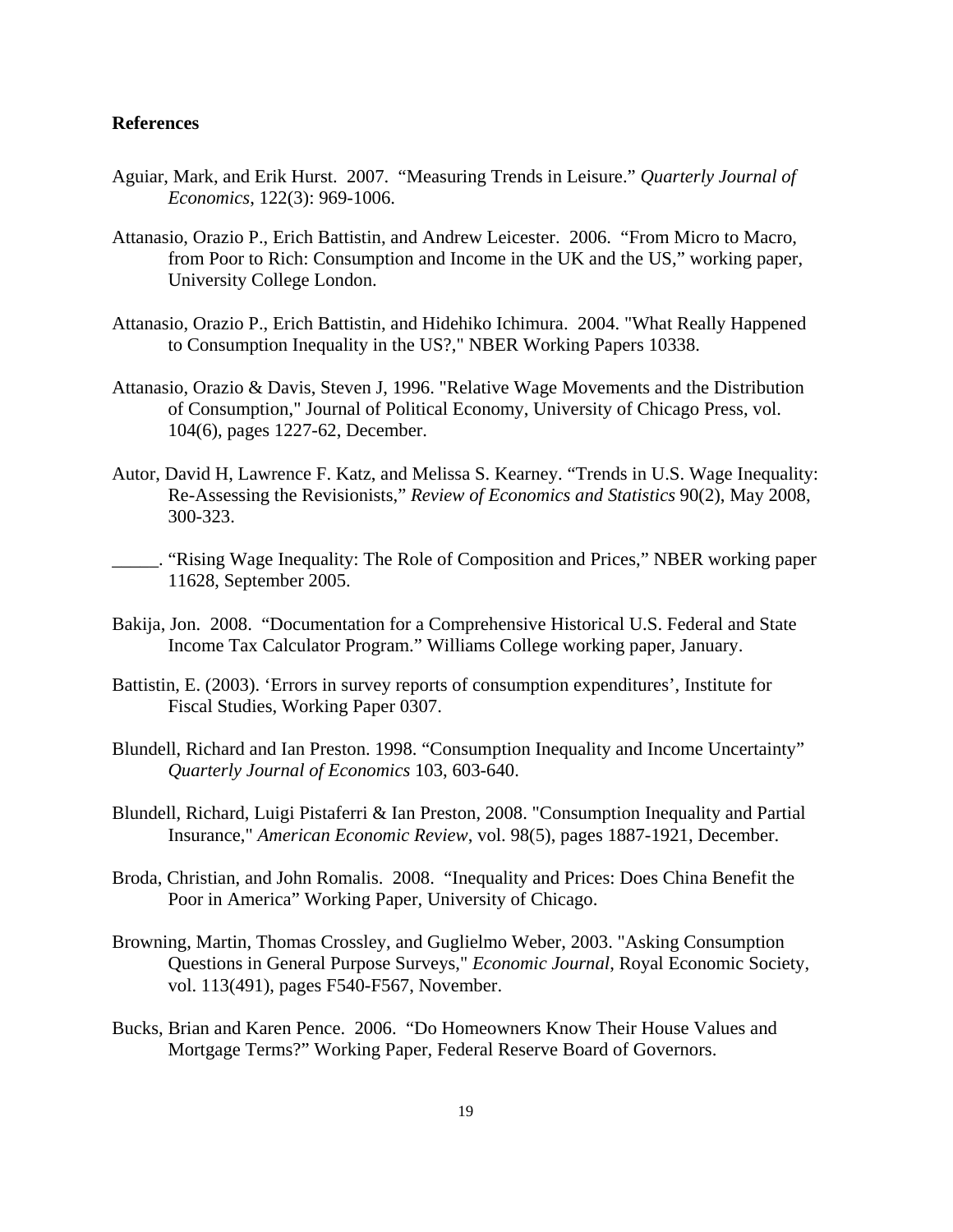**References**

Aguiar, Mark, and Erik Hurst. 2007. "Measuring Trends in Leisure." *Quarterly Journal of Economics*, 122(3): 969-1006.

Attanasio, Orazio P., Erich Battistin, and Andrew Leicester. 2006. "From Micro to Macro, from Poor to Rich: Consumption and Income in the UK and the US," working paper, University College London.

Attanasio, Orazio P., Erich Battistin, and Hidehiko Ichimura. 2004. "What Really Happened to Consumption Inequality in the US?," NBER Working Papers 10338.

Attanasio, Orazio & Davis, Steven J, 1996. "Relative Wage Movements and the Distribution of Consumption," Journal of Political Economy, University of Chicago Press, vol. 104(6), pages 1227-62, December.

Autor, David H, Lawrence F. Katz, and Melissa S. Kearney. "Trends in U.S. Wage Inequality: Re-Assessing the Revisionists," *Review of Economics and Statistics* 90(2), May 2008, 300-323.

_____. "Rising Wage Inequality: The Role of Composition and Prices," NBER working paper 11628, September 2005.

Bakija, Jon. 2008. "Documentation for a Comprehensive Historical U.S. Federal and State Income Tax Calculator Program." Williams College working paper, January.

Battistin, E. (2003). 'Errors in survey reports of consumption expenditures', Institute for Fiscal Studies, Working Paper 0307.

Blundell, Richard and Ian Preston. 1998. "Consumption Inequality and Income Uncertainty" *Quarterly Journal of Economics* 103, 603-640.

Blundell, Richard, Luigi Pistaferri & Ian Preston, 2008. "Consumption Inequality and Partial Insurance," *American Economic Review*, vol. 98(5), pages 1887-1921, December.

Broda, Christian, and John Romalis. 2008. "Inequality and Prices: Does China Benefit the Poor in America" Working Paper, University of Chicago.

Browning, Martin, Thomas Crossley, and Guglielmo Weber, 2003. "Asking Consumption Questions in General Purpose Surveys," *Economic Journal*, Royal Economic Society, vol. 113(491), pages F540-F567, November.

Bucks, Brian and Karen Pence. 2006. "Do Homeowners Know Their House Values and Mortgage Terms?" Working Paper, Federal Reserve Board of Governors.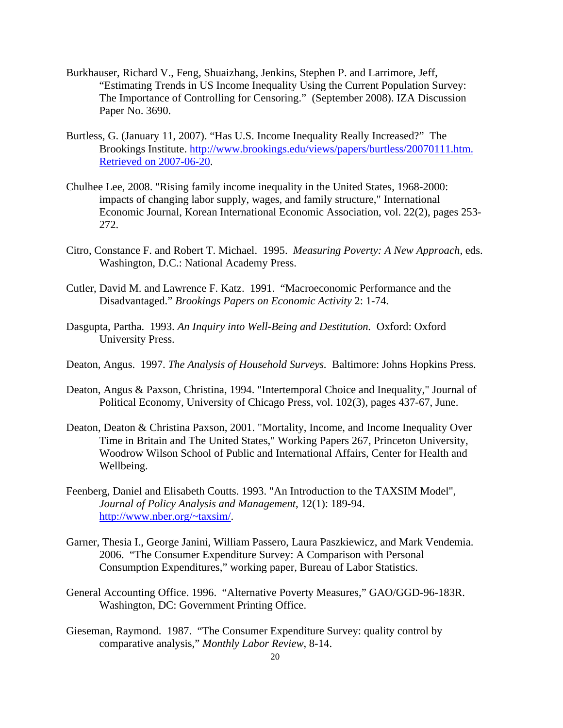Burkhauser, Richard V., Feng, Shuaizhang, Jenkins, Stephen P. and Larrimore, Jeff, "Estimating Trends in US Income Inequality Using the Current Population Survey: The Importance of Controlling for Censoring." (September 2008). IZA Discussion Paper No. 3690.

Burtless, G. (January 11, 2007). "Has U.S. Income Inequality Really Increased?" The Brookings Institute. http://www.brookings.edu/views/papers/burtless/20070111.htm. Retrieved on 2007-06-20.

Chulhee Lee, 2008. "Rising family income inequality in the United States, 1968-2000: impacts of changing labor supply, wages, and family structure," International Economic Journal, Korean International Economic Association, vol. 22(2), pages 253-272.

Citro, Constance F. and Robert T. Michael. 1995. *Measuring Poverty: A New Approach*, eds. Washington, D.C.: National Academy Press.

Cutler, David M. and Lawrence F. Katz. 1991. "Macroeconomic Performance and the Disadvantaged." *Brookings Papers on Economic Activity* 2: 1-74.

Dasgupta, Partha. 1993. *An Inquiry into Well-Being and Destitution.* Oxford: Oxford University Press.

Deaton, Angus. 1997. *The Analysis of Household Surveys.* Baltimore: Johns Hopkins Press.

Deaton, Angus & Paxson, Christina, 1994. "Intertemporal Choice and Inequality," Journal of Political Economy, University of Chicago Press, vol. 102(3), pages 437-67, June.

Deaton, Deaton & Christina Paxson, 2001. "Mortality, Income, and Income Inequality Over Time in Britain and The United States," Working Papers 267, Princeton University, Woodrow Wilson School of Public and International Affairs, Center for Health and Wellbeing.

Feenberg, Daniel and Elisabeth Coutts. 1993. "An Introduction to the TAXSIM Model", *Journal of Policy Analysis and Management*, 12(1): 189-94. http://www.nber.org/~taxsim/.

Garner, Thesia I., George Janini, William Passero, Laura Paszkiewicz, and Mark Vendemia. 2006. "The Consumer Expenditure Survey: A Comparison with Personal Consumption Expenditures," working paper, Bureau of Labor Statistics.

General Accounting Office. 1996. "Alternative Poverty Measures," GAO/GGD-96-183R. Washington, DC: Government Printing Office.

Gieseman, Raymond. 1987. "The Consumer Expenditure Survey: quality control by comparative analysis," *Monthly Labor Review*, 8-14.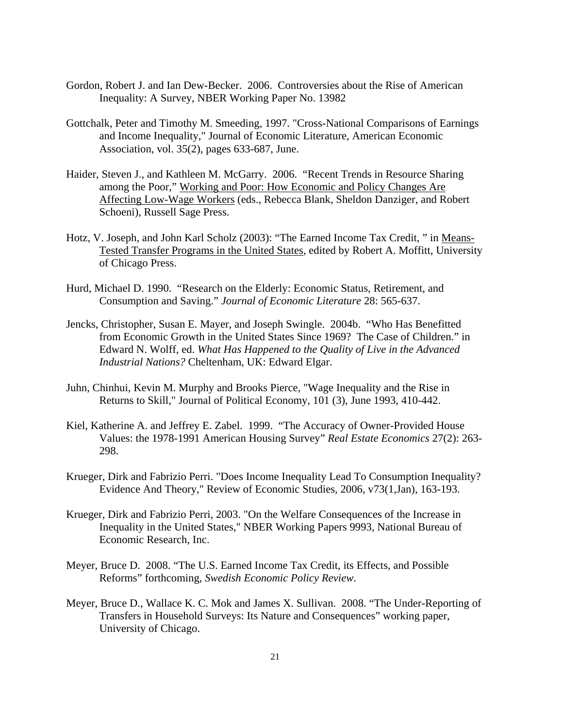Gordon, Robert J. and Ian Dew-Becker. 2006. Controversies about the Rise of American Inequality: A Survey, NBER Working Paper No. 13982

Gottchalk, Peter and Timothy M. Smeeding, 1997. "Cross-National Comparisons of Earnings and Income Inequality," Journal of Economic Literature, American Economic Association, vol. 35(2), pages 633-687, June.

Haider, Steven J., and Kathleen M. McGarry. 2006. "Recent Trends in Resource Sharing among the Poor," Working and Poor: How Economic and Policy Changes Are Affecting Low-Wage Workers (eds., Rebecca Blank, Sheldon Danziger, and Robert Schoeni), Russell Sage Press.

Hotz, V. Joseph, and John Karl Scholz (2003): "The Earned Income Tax Credit, " in Means-Tested Transfer Programs in the United States, edited by Robert A. Moffitt, University of Chicago Press.

Hurd, Michael D. 1990. "Research on the Elderly: Economic Status, Retirement, and Consumption and Saving." *Journal of Economic Literature* 28: 565-637.

Jencks, Christopher, Susan E. Mayer, and Joseph Swingle. 2004b. "Who Has Benefitted from Economic Growth in the United States Since 1969? The Case of Children." in Edward N. Wolff, ed. *What Has Happened to the Quality of Live in the Advanced Industrial Nations?* Cheltenham, UK: Edward Elgar.

Juhn, Chinhui, Kevin M. Murphy and Brooks Pierce, "Wage Inequality and the Rise in Returns to Skill," Journal of Political Economy, 101 (3), June 1993, 410-442.

Kiel, Katherine A. and Jeffrey E. Zabel. 1999. "The Accuracy of Owner-Provided House Values: the 1978-1991 American Housing Survey" *Real Estate Economics* 27(2): 263-298.

Krueger, Dirk and Fabrizio Perri. "Does Income Inequality Lead To Consumption Inequality? Evidence And Theory," Review of Economic Studies, 2006, v73(1,Jan), 163-193.

Krueger, Dirk and Fabrizio Perri, 2003. "On the Welfare Consequences of the Increase in Inequality in the United States," NBER Working Papers 9993, National Bureau of Economic Research, Inc.

Meyer, Bruce D. 2008. "The U.S. Earned Income Tax Credit, its Effects, and Possible Reforms" forthcoming, *Swedish Economic Policy Review*.

Meyer, Bruce D., Wallace K. C. Mok and James X. Sullivan. 2008. "The Under-Reporting of Transfers in Household Surveys: Its Nature and Consequences" working paper, University of Chicago.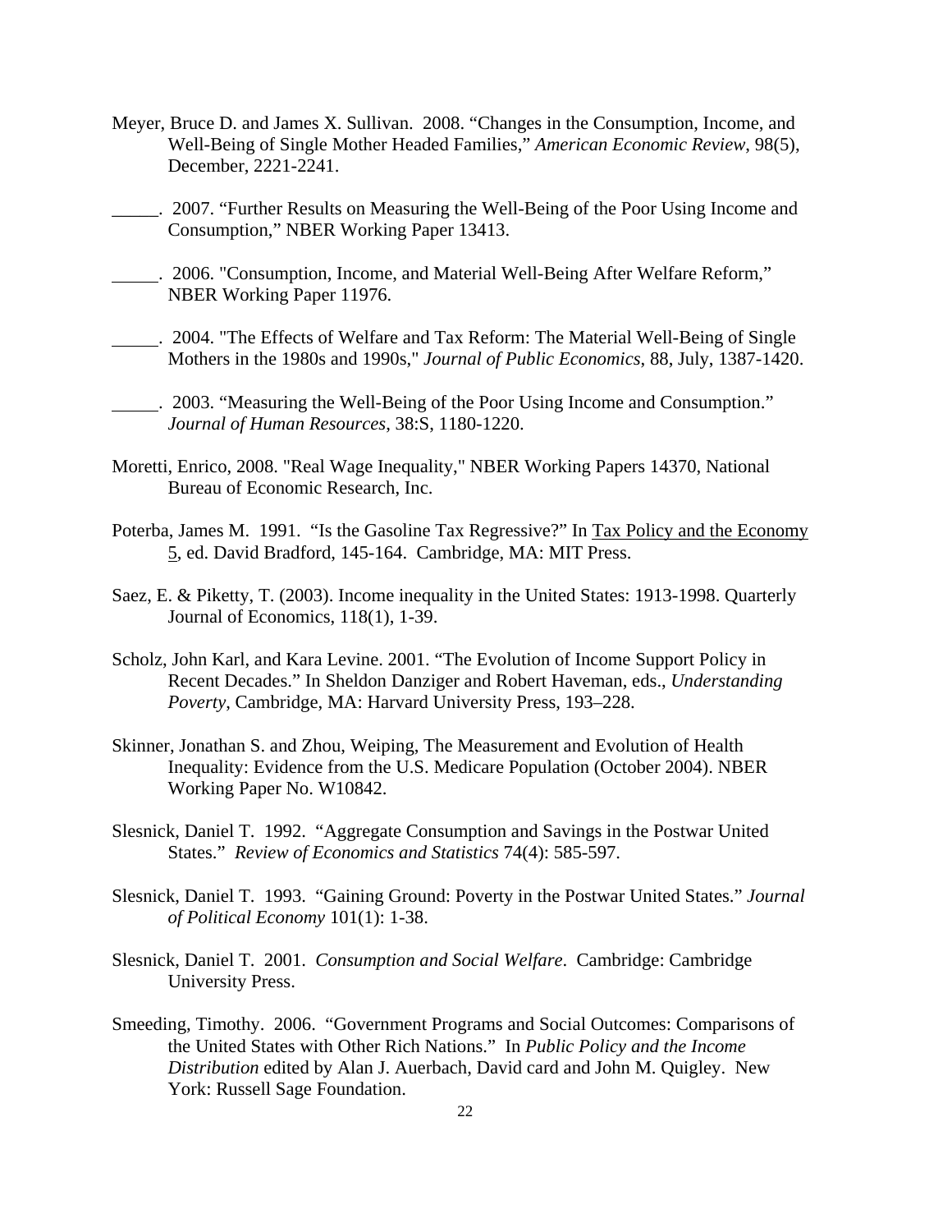Meyer, Bruce D. and James X. Sullivan. 2008. "Changes in the Consumption, Income, and Well-Being of Single Mother Headed Families," *American Economic Review*, 98(5), December, 2221-2241.

_____. 2007. "Further Results on Measuring the Well-Being of the Poor Using Income and Consumption," NBER Working Paper 13413.

_____. 2006. "Consumption, Income, and Material Well-Being After Welfare Reform," NBER Working Paper 11976.

_____. 2004. "The Effects of Welfare and Tax Reform: The Material Well-Being of Single Mothers in the 1980s and 1990s," *Journal of Public Economics*, 88, July, 1387-1420.

_____. 2003. "Measuring the Well-Being of the Poor Using Income and Consumption." *Journal of Human Resources*, 38:S, 1180-1220.

Moretti, Enrico, 2008. "Real Wage Inequality," NBER Working Papers 14370, National Bureau of Economic Research, Inc.

Poterba, James M. 1991. "Is the Gasoline Tax Regressive?" In Tax Policy and the Economy 5, ed. David Bradford, 145-164. Cambridge, MA: MIT Press.

Saez, E. & Piketty, T. (2003). Income inequality in the United States: 1913-1998. Quarterly Journal of Economics, 118(1), 1-39.

Scholz, John Karl, and Kara Levine. 2001. "The Evolution of Income Support Policy in Recent Decades." In Sheldon Danziger and Robert Haveman, eds., *Understanding Poverty*, Cambridge, MA: Harvard University Press, 193–228.

Skinner, Jonathan S. and Zhou, Weiping, The Measurement and Evolution of Health Inequality: Evidence from the U.S. Medicare Population (October 2004). NBER Working Paper No. W10842.

Slesnick, Daniel T. 1992. "Aggregate Consumption and Savings in the Postwar United States." *Review of Economics and Statistics* 74(4): 585-597.

Slesnick, Daniel T. 1993. "Gaining Ground: Poverty in the Postwar United States." *Journal of Political Economy* 101(1): 1-38.

Slesnick, Daniel T. 2001. *Consumption and Social Welfare*. Cambridge: Cambridge University Press.

Smeeding, Timothy. 2006. "Government Programs and Social Outcomes: Comparisons of the United States with Other Rich Nations." In *Public Policy and the Income Distribution* edited by Alan J. Auerbach, David card and John M. Quigley. New York: Russell Sage Foundation.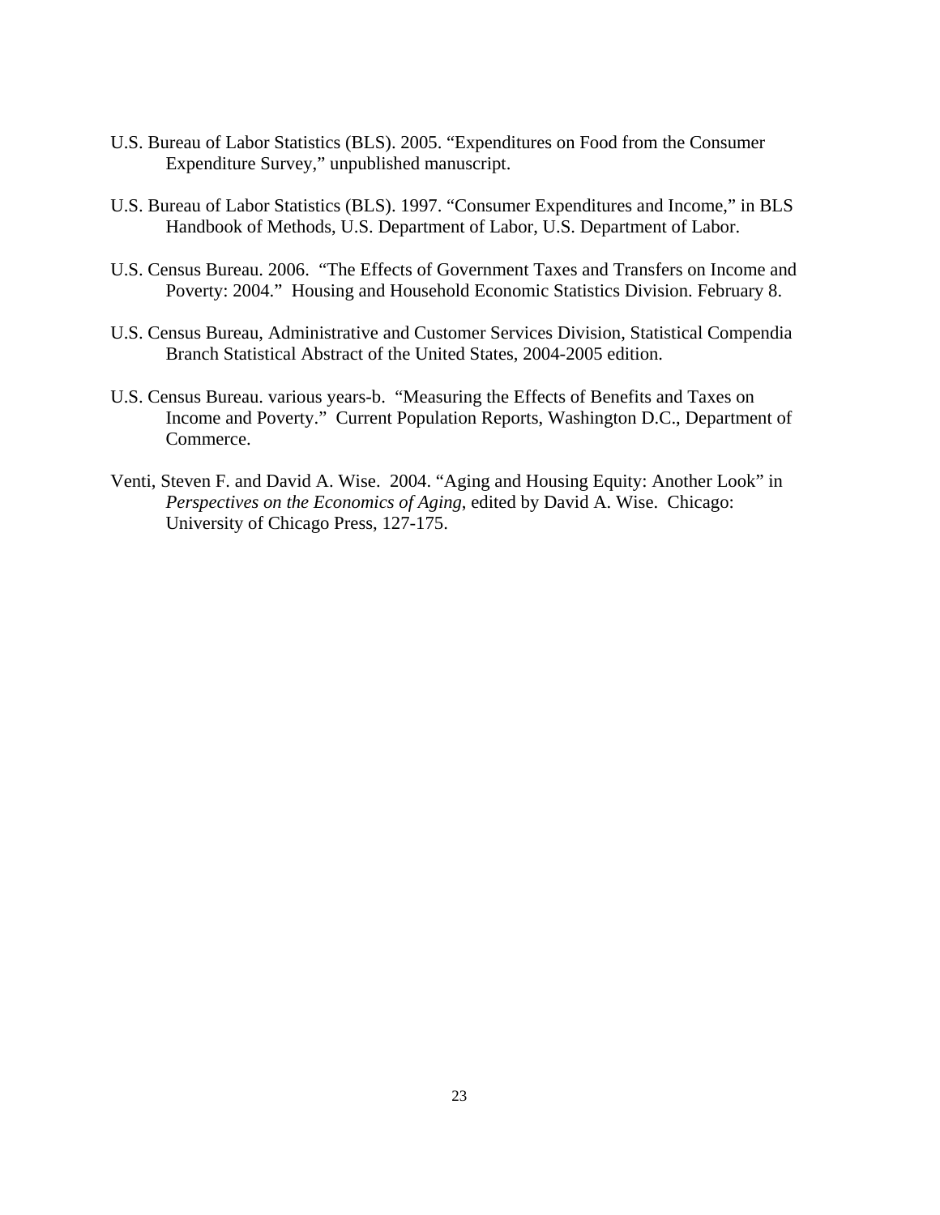U.S. Bureau of Labor Statistics (BLS). 2005. "Expenditures on Food from the Consumer Expenditure Survey," unpublished manuscript.

U.S. Bureau of Labor Statistics (BLS). 1997. "Consumer Expenditures and Income," in BLS Handbook of Methods, U.S. Department of Labor, U.S. Department of Labor.

U.S. Census Bureau. 2006. "The Effects of Government Taxes and Transfers on Income and Poverty: 2004." Housing and Household Economic Statistics Division. February 8.

U.S. Census Bureau, Administrative and Customer Services Division, Statistical Compendia Branch Statistical Abstract of the United States, 2004-2005 edition.

U.S. Census Bureau. various years-b. "Measuring the Effects of Benefits and Taxes on Income and Poverty." Current Population Reports, Washington D.C., Department of Commerce.

Venti, Steven F. and David A. Wise. 2004. "Aging and Housing Equity: Another Look" in *Perspectives on the Economics of Aging*, edited by David A. Wise. Chicago: University of Chicago Press, 127-175.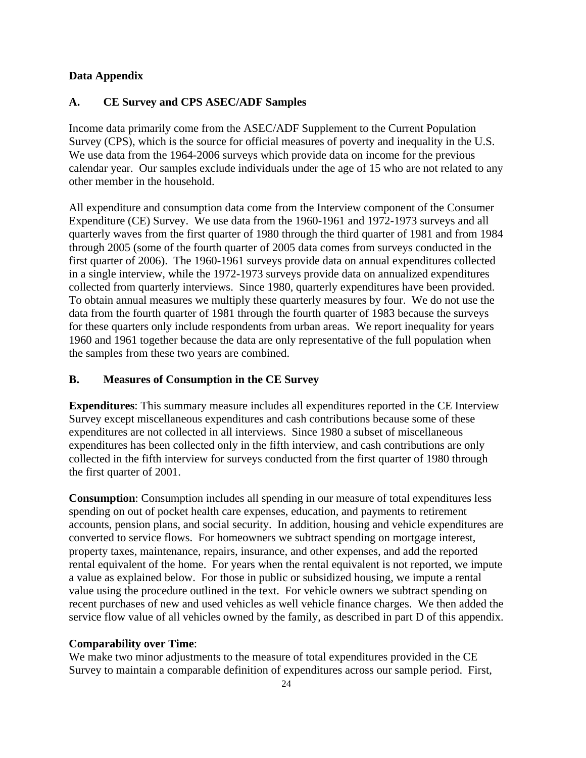## Data Appendix

### A. CE Survey and CPS ASEC/ADF Samples

Income data primarily come from the ASEC/ADF Supplement to the Current Population Survey (CPS), which is the source for official measures of poverty and inequality in the U.S. We use data from the 1964-2006 surveys which provide data on income for the previous calendar year. Our samples exclude individuals under the age of 15 who are not related to any other member in the household.

All expenditure and consumption data come from the Interview component of the Consumer Expenditure (CE) Survey. We use data from the 1960-1961 and 1972-1973 surveys and all quarterly waves from the first quarter of 1980 through the third quarter of 1981 and from 1984 through 2005 (some of the fourth quarter of 2005 data comes from surveys conducted in the first quarter of 2006). The 1960-1961 surveys provide data on annual expenditures collected in a single interview, while the 1972-1973 surveys provide data on annualized expenditures collected from quarterly interviews. Since 1980, quarterly expenditures have been provided. To obtain annual measures we multiply these quarterly measures by four. We do not use the data from the fourth quarter of 1981 through the fourth quarter of 1983 because the surveys for these quarters only include respondents from urban areas. We report inequality for years 1960 and 1961 together because the data are only representative of the full population when the samples from these two years are combined.

### B. Measures of Consumption in the CE Survey

**Expenditures**: This summary measure includes all expenditures reported in the CE Interview Survey except miscellaneous expenditures and cash contributions because some of these expenditures are not collected in all interviews. Since 1980 a subset of miscellaneous expenditures has been collected only in the fifth interview, and cash contributions are only collected in the fifth interview for surveys conducted from the first quarter of 1980 through the first quarter of 2001.

**Consumption**: Consumption includes all spending in our measure of total expenditures less spending on out of pocket health care expenses, education, and payments to retirement accounts, pension plans, and social security. In addition, housing and vehicle expenditures are converted to service flows. For homeowners we subtract spending on mortgage interest, property taxes, maintenance, repairs, insurance, and other expenses, and add the reported rental equivalent of the home. For years when the rental equivalent is not reported, we impute a value as explained below. For those in public or subsidized housing, we impute a rental value using the procedure outlined in the text. For vehicle owners we subtract spending on recent purchases of new and used vehicles as well vehicle finance charges. We then added the service flow value of all vehicles owned by the family, as described in part D of this appendix.

**Comparability over Time**:
We make two minor adjustments to the measure of total expenditures provided in the CE Survey to maintain a comparable definition of expenditures across our sample period. First,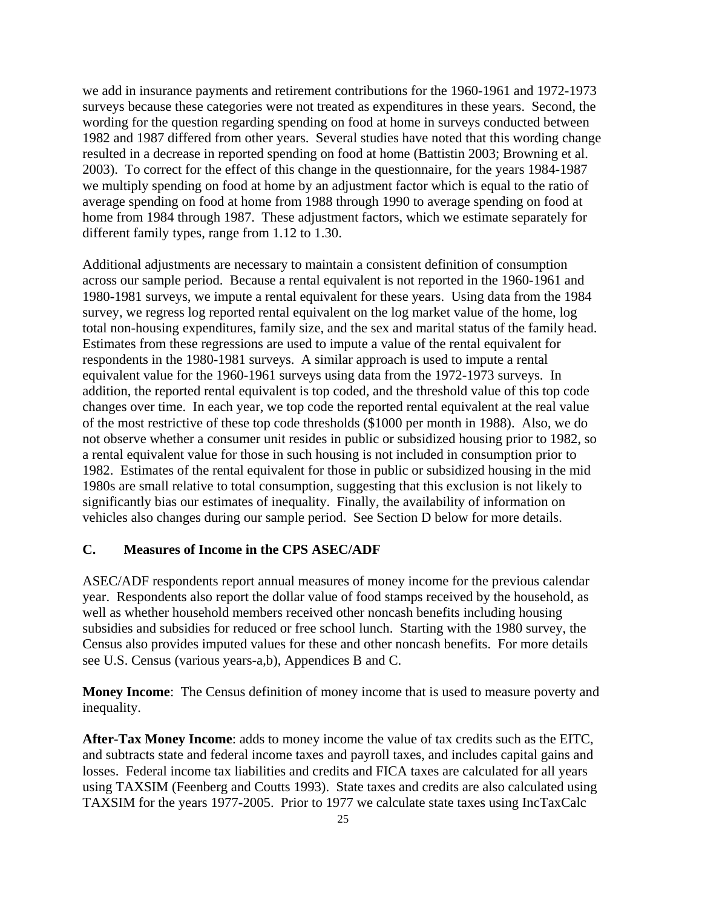we add in insurance payments and retirement contributions for the 1960-1961 and 1972-1973 surveys because these categories were not treated as expenditures in these years. Second, the wording for the question regarding spending on food at home in surveys conducted between 1982 and 1987 differed from other years. Several studies have noted that this wording change resulted in a decrease in reported spending on food at home (Battistin 2003; Browning et al. 2003). To correct for the effect of this change in the questionnaire, for the years 1984-1987 we multiply spending on food at home by an adjustment factor which is equal to the ratio of average spending on food at home from 1988 through 1990 to average spending on food at home from 1984 through 1987. These adjustment factors, which we estimate separately for different family types, range from 1.12 to 1.30.

Additional adjustments are necessary to maintain a consistent definition of consumption across our sample period. Because a rental equivalent is not reported in the 1960-1961 and 1980-1981 surveys, we impute a rental equivalent for these years. Using data from the 1984 survey, we regress log reported rental equivalent on the log market value of the home, log total non-housing expenditures, family size, and the sex and marital status of the family head. Estimates from these regressions are used to impute a value of the rental equivalent for respondents in the 1980-1981 surveys. A similar approach is used to impute a rental equivalent value for the 1960-1961 surveys using data from the 1972-1973 surveys. In addition, the reported rental equivalent is top coded, and the threshold value of this top code changes over time. In each year, we top code the reported rental equivalent at the real value of the most restrictive of these top code thresholds ($1000 per month in 1988). Also, we do not observe whether a consumer unit resides in public or subsidized housing prior to 1982, so a rental equivalent value for those in such housing is not included in consumption prior to 1982. Estimates of the rental equivalent for those in public or subsidized housing in the mid 1980s are small relative to total consumption, suggesting that this exclusion is not likely to significantly bias our estimates of inequality. Finally, the availability of information on vehicles also changes during our sample period. See Section D below for more details.

## C. Measures of Income in the CPS ASEC/ADF

ASEC/ADF respondents report annual measures of money income for the previous calendar year. Respondents also report the dollar value of food stamps received by the household, as well as whether household members received other noncash benefits including housing subsidies and subsidies for reduced or free school lunch. Starting with the 1980 survey, the Census also provides imputed values for these and other noncash benefits. For more details see U.S. Census (various years-a,b), Appendices B and C.

**Money Income**: The Census definition of money income that is used to measure poverty and inequality.

**After-Tax Money Income**: adds to money income the value of tax credits such as the EITC, and subtracts state and federal income taxes and payroll taxes, and includes capital gains and losses. Federal income tax liabilities and credits and FICA taxes are calculated for all years using TAXSIM (Feenberg and Coutts 1993). State taxes and credits are also calculated using TAXSIM for the years 1977-2005. Prior to 1977 we calculate state taxes using IncTaxCalc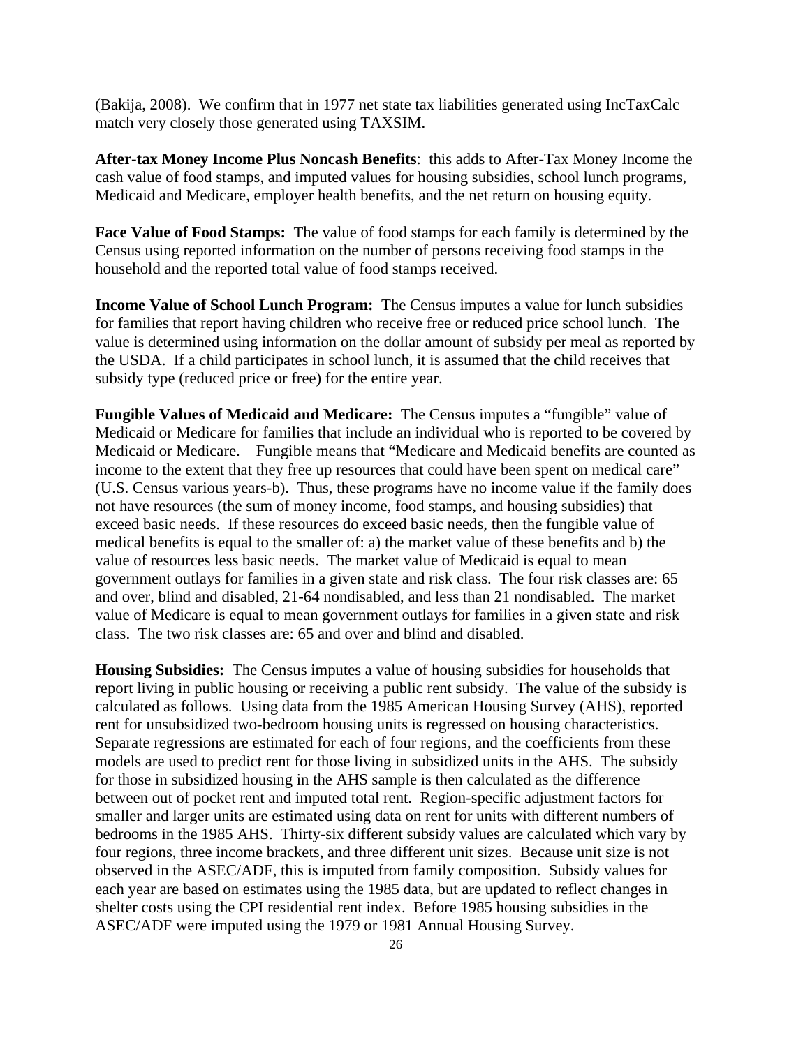(Bakija, 2008). We confirm that in 1977 net state tax liabilities generated using IncTaxCalc match very closely those generated using TAXSIM.

**After-tax Money Income Plus Noncash Benefits**: this adds to After-Tax Money Income the cash value of food stamps, and imputed values for housing subsidies, school lunch programs, Medicaid and Medicare, employer health benefits, and the net return on housing equity.

**Face Value of Food Stamps:** The value of food stamps for each family is determined by the Census using reported information on the number of persons receiving food stamps in the household and the reported total value of food stamps received.

**Income Value of School Lunch Program:** The Census imputes a value for lunch subsidies for families that report having children who receive free or reduced price school lunch. The value is determined using information on the dollar amount of subsidy per meal as reported by the USDA. If a child participates in school lunch, it is assumed that the child receives that subsidy type (reduced price or free) for the entire year.

**Fungible Values of Medicaid and Medicare:** The Census imputes a "fungible" value of Medicaid or Medicare for families that include an individual who is reported to be covered by Medicaid or Medicare. Fungible means that "Medicare and Medicaid benefits are counted as income to the extent that they free up resources that could have been spent on medical care" (U.S. Census various years-b). Thus, these programs have no income value if the family does not have resources (the sum of money income, food stamps, and housing subsidies) that exceed basic needs. If these resources do exceed basic needs, then the fungible value of medical benefits is equal to the smaller of: a) the market value of these benefits and b) the value of resources less basic needs. The market value of Medicaid is equal to mean government outlays for families in a given state and risk class. The four risk classes are: 65 and over, blind and disabled, 21-64 nondisabled, and less than 21 nondisabled. The market value of Medicare is equal to mean government outlays for families in a given state and risk class. The two risk classes are: 65 and over and blind and disabled.

**Housing Subsidies:** The Census imputes a value of housing subsidies for households that report living in public housing or receiving a public rent subsidy. The value of the subsidy is calculated as follows. Using data from the 1985 American Housing Survey (AHS), reported rent for unsubsidized two-bedroom housing units is regressed on housing characteristics. Separate regressions are estimated for each of four regions, and the coefficients from these models are used to predict rent for those living in subsidized units in the AHS. The subsidy for those in subsidized housing in the AHS sample is then calculated as the difference between out of pocket rent and imputed total rent. Region-specific adjustment factors for smaller and larger units are estimated using data on rent for units with different numbers of bedrooms in the 1985 AHS. Thirty-six different subsidy values are calculated which vary by four regions, three income brackets, and three different unit sizes. Because unit size is not observed in the ASEC/ADF, this is imputed from family composition. Subsidy values for each year are based on estimates using the 1985 data, but are updated to reflect changes in shelter costs using the CPI residential rent index. Before 1985 housing subsidies in the ASEC/ADF were imputed using the 1979 or 1981 Annual Housing Survey.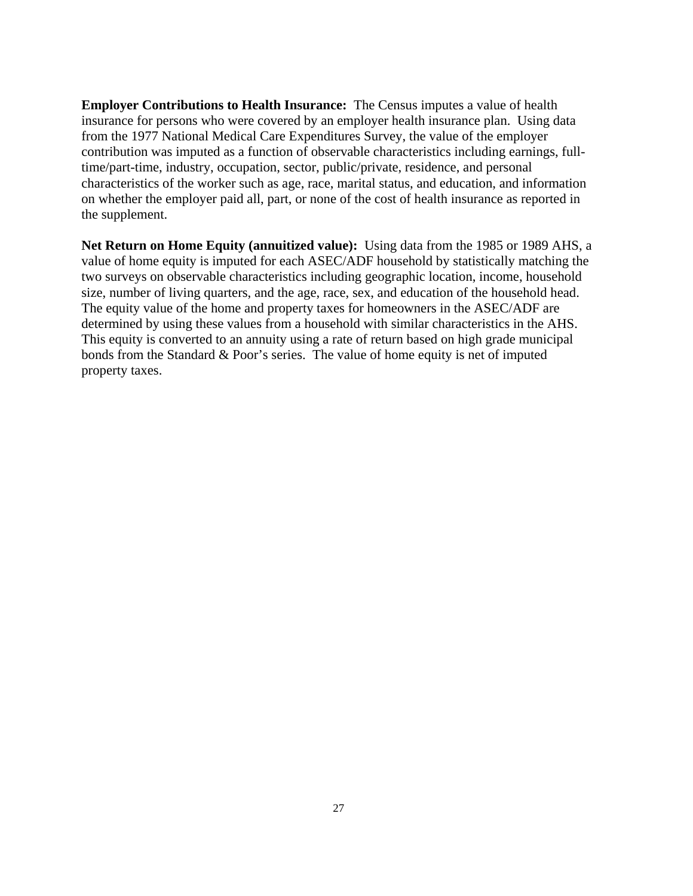**Employer Contributions to Health Insurance:** The Census imputes a value of health insurance for persons who were covered by an employer health insurance plan. Using data from the 1977 National Medical Care Expenditures Survey, the value of the employer contribution was imputed as a function of observable characteristics including earnings, full-time/part-time, industry, occupation, sector, public/private, residence, and personal characteristics of the worker such as age, race, marital status, and education, and information on whether the employer paid all, part, or none of the cost of health insurance as reported in the supplement.

**Net Return on Home Equity (annuitized value):** Using data from the 1985 or 1989 AHS, a value of home equity is imputed for each ASEC/ADF household by statistically matching the two surveys on observable characteristics including geographic location, income, household size, number of living quarters, and the age, race, sex, and education of the household head. The equity value of the home and property taxes for homeowners in the ASEC/ADF are determined by using these values from a household with similar characteristics in the AHS. This equity is converted to an annuity using a rate of return based on high grade municipal bonds from the Standard & Poor's series. The value of home equity is net of imputed property taxes.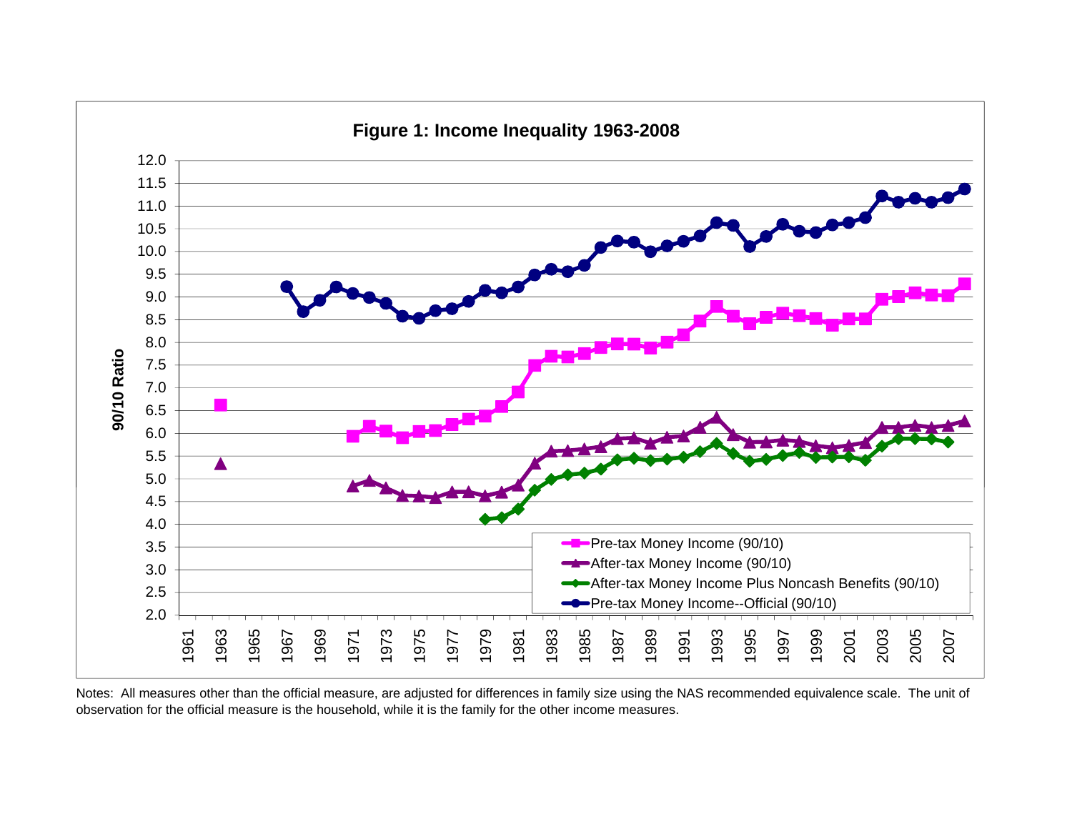**Figure 1: Income Inequality 1963-2008**

Notes: All measures other than the official measure, are adjusted for differences in family size using the NAS recommended equivalence scale. The unit of observation for the official measure is the household, while it is the family for the other income measures.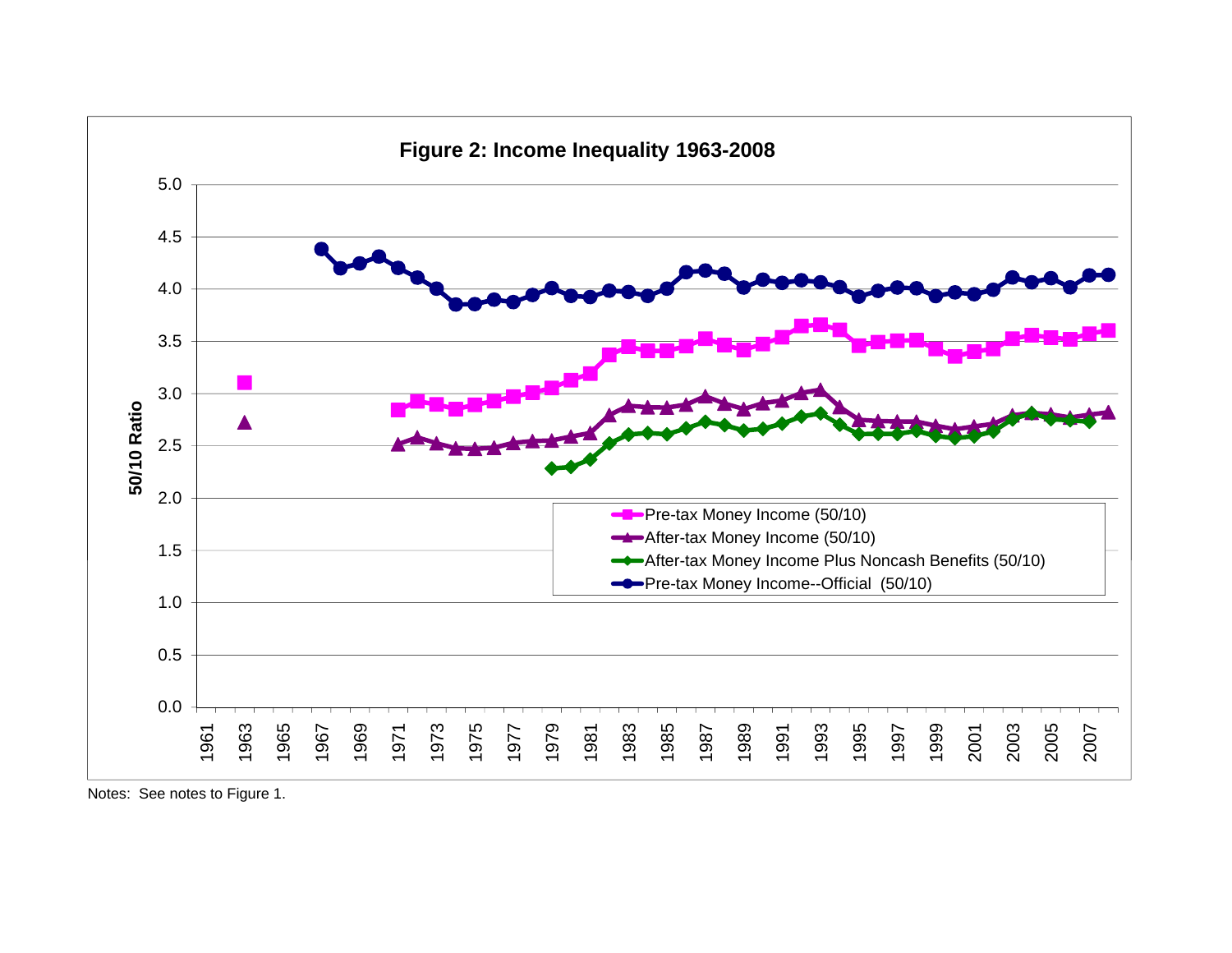**Figure 2: Income Inequality 1963-2008**

Notes: See notes to Figure 1.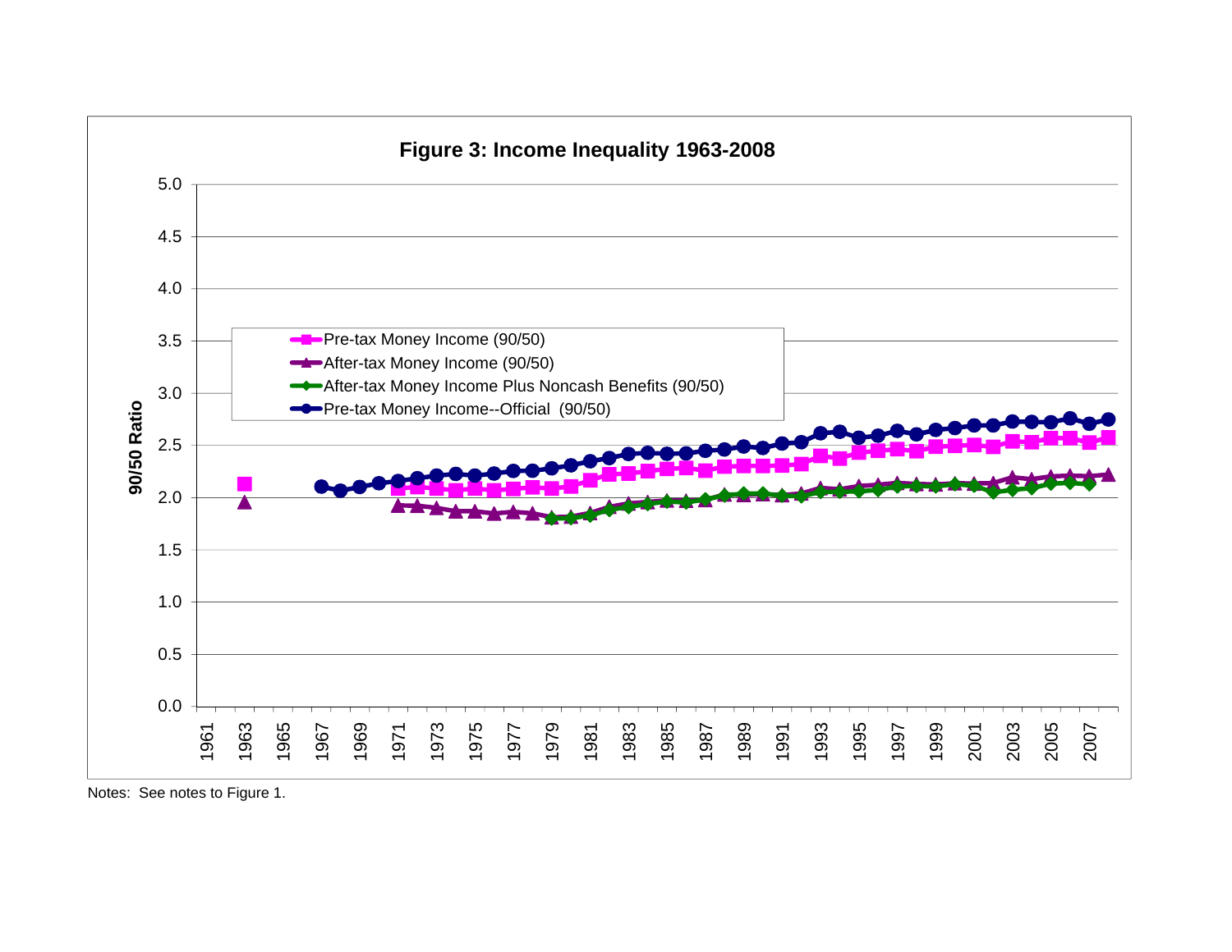**Figure 3: Income Inequality 1963-2008**

Notes: See notes to Figure 1.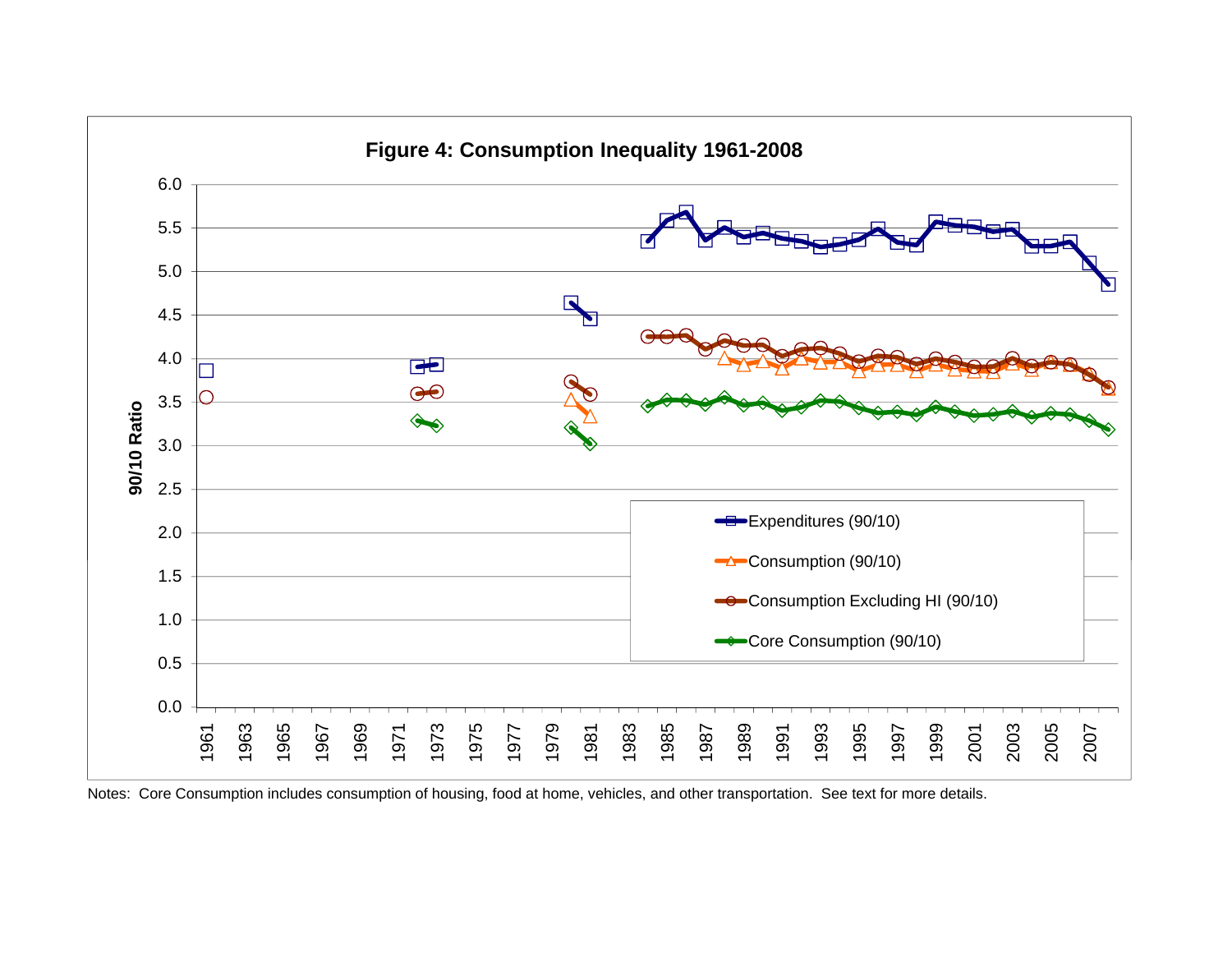**Figure 4: Consumption Inequality 1961-2008**

Notes: Core Consumption includes consumption of housing, food at home, vehicles, and other transportation. See text for more details.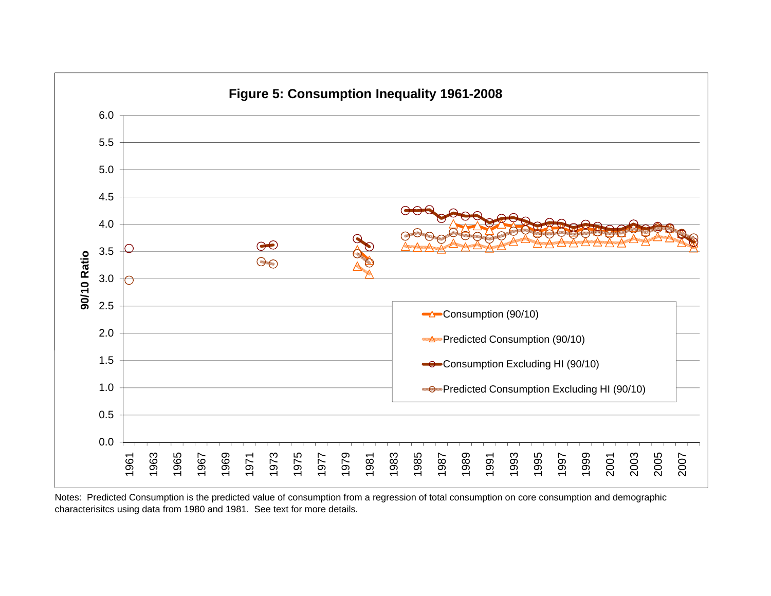**Figure 5: Consumption Inequality 1961-2008**

Notes: Predicted Consumption is the predicted value of consumption from a regression of total consumption on core consumption and demographic characterisitcs using data from 1980 and 1981. See text for more details.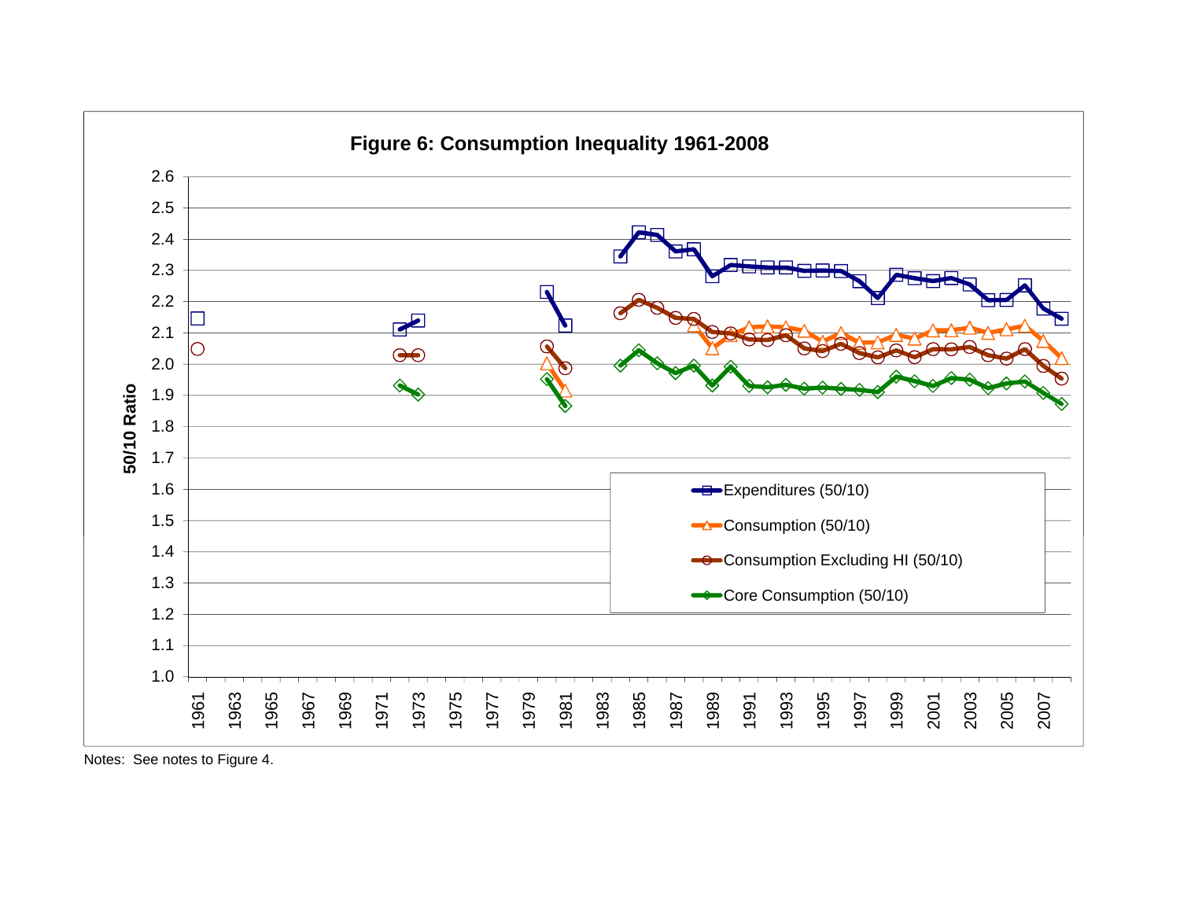**Figure 6: Consumption Inequality 1961-2008**

Notes: See notes to Figure 4.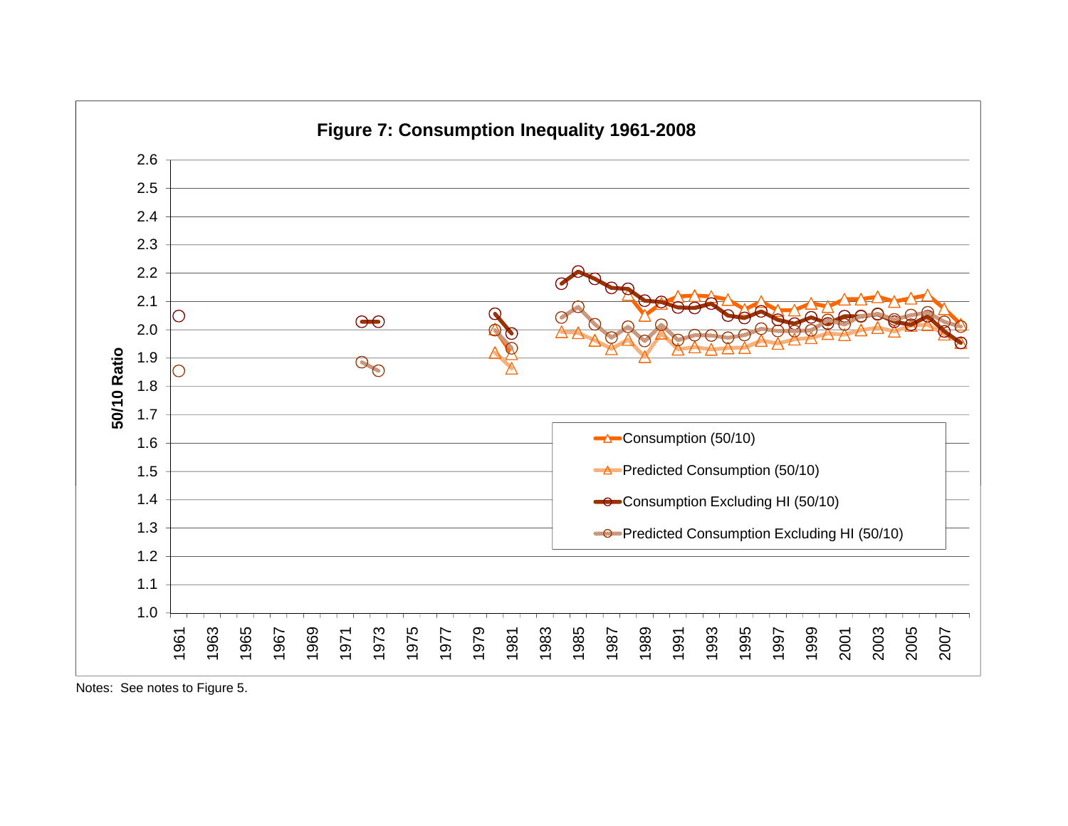**Figure 7: Consumption Inequality 1961-2008**

Notes: See notes to Figure 5.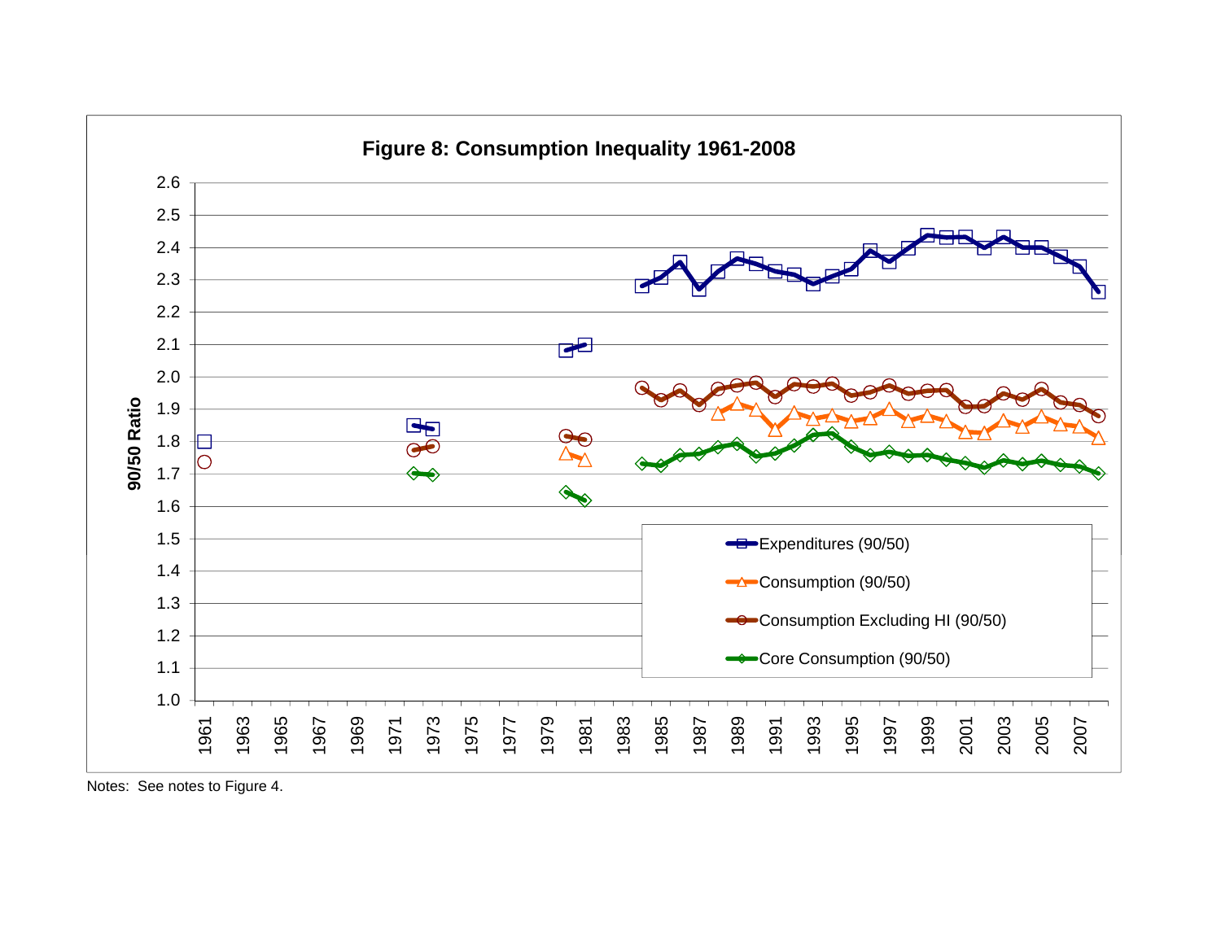**Figure 8: Consumption Inequality 1961-2008**

Notes: See notes to Figure 4.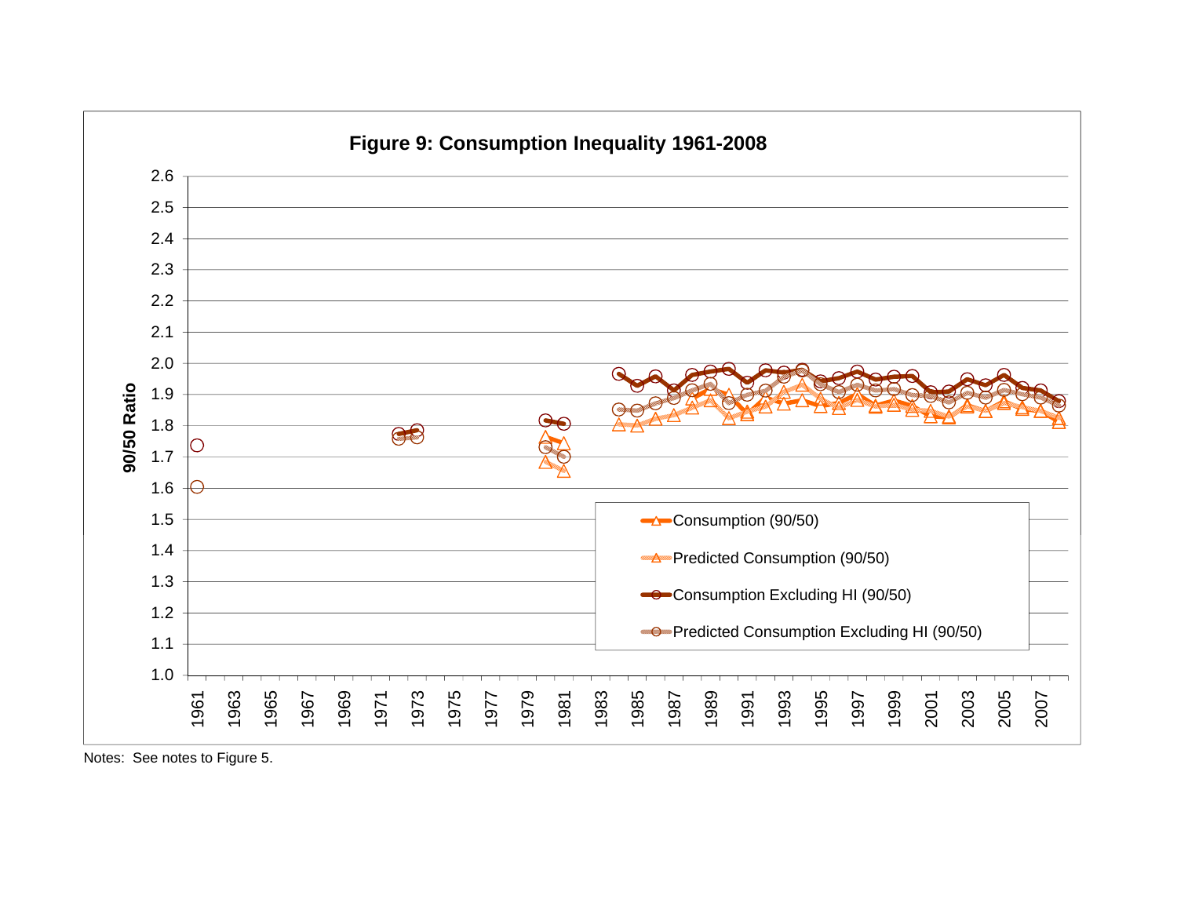# Figure 9: Consumption Inequality 1961-2008

Notes: See notes to Figure 5.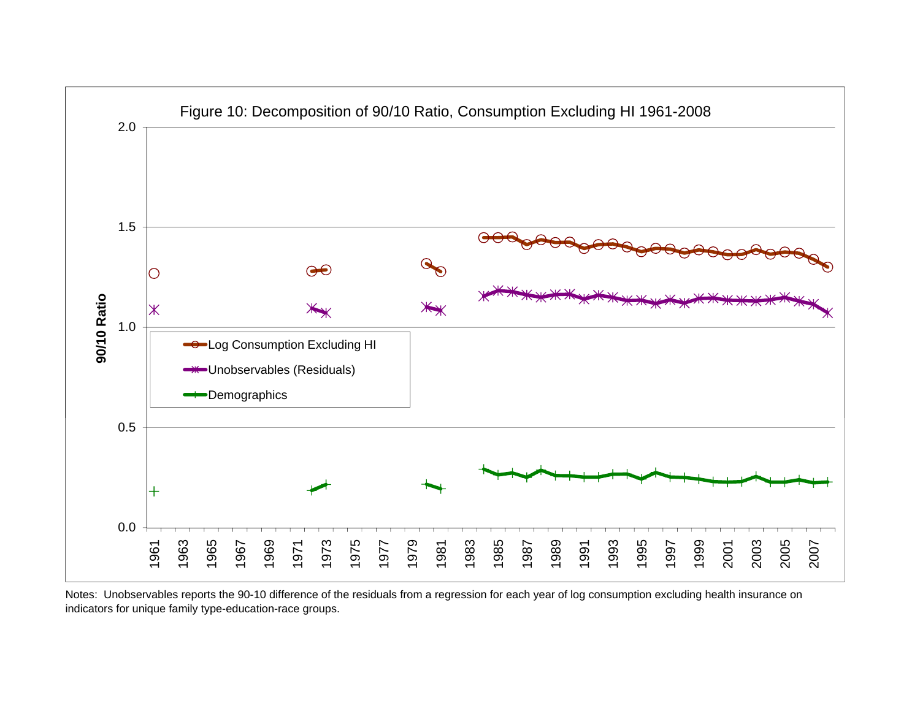Figure 10: Decomposition of 90/10 Ratio, Consumption Excluding HI 1961-2008

Notes: Unobservables reports the 90-10 difference of the residuals from a regression for each year of log consumption excluding health insurance on indicators for unique family type-education-race groups.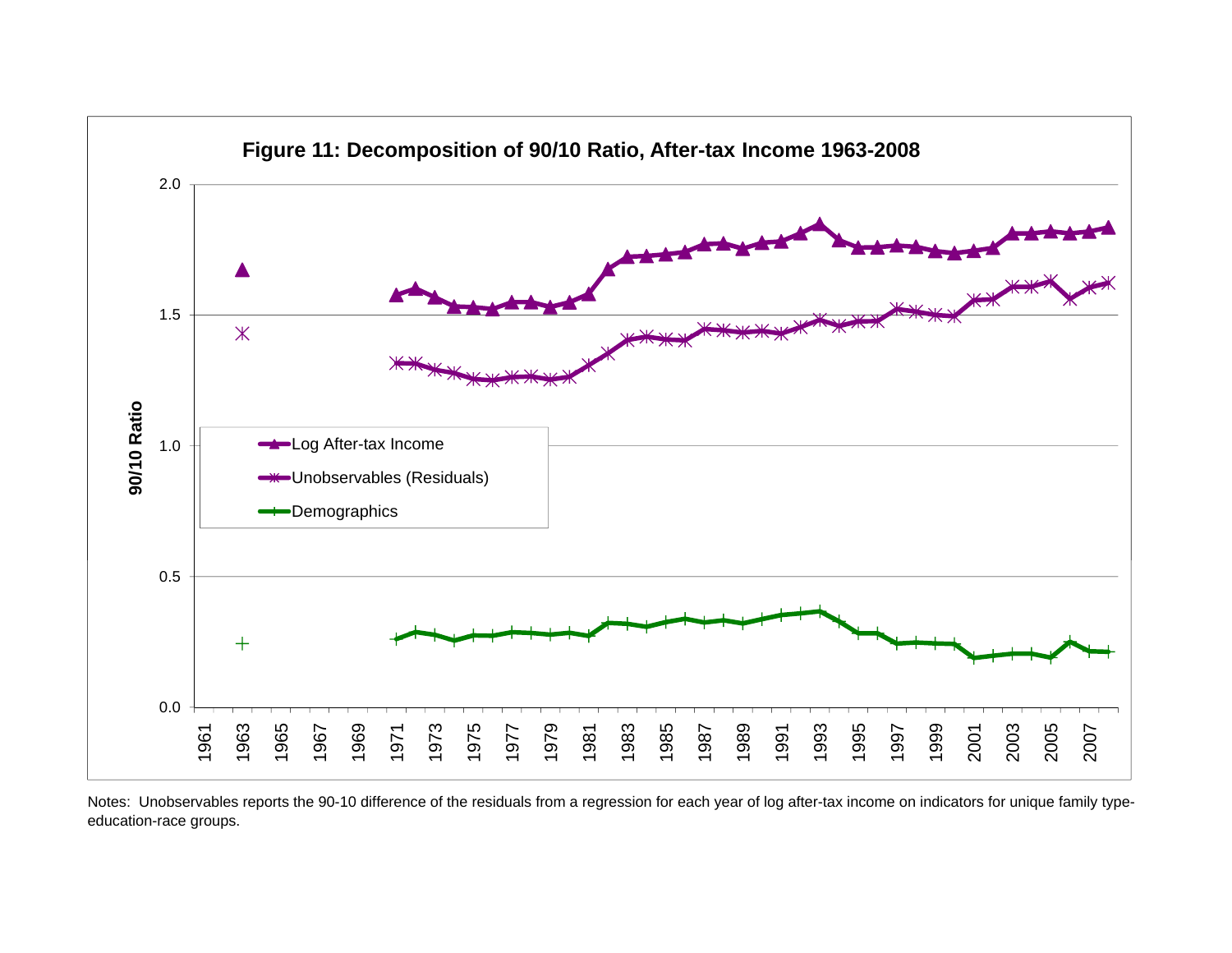**Figure 11: Decomposition of 90/10 Ratio, After-tax Income 1963-2008**

Notes: Unobservables reports the 90-10 difference of the residuals from a regression for each year of log after-tax income on indicators for unique family type-education-race groups.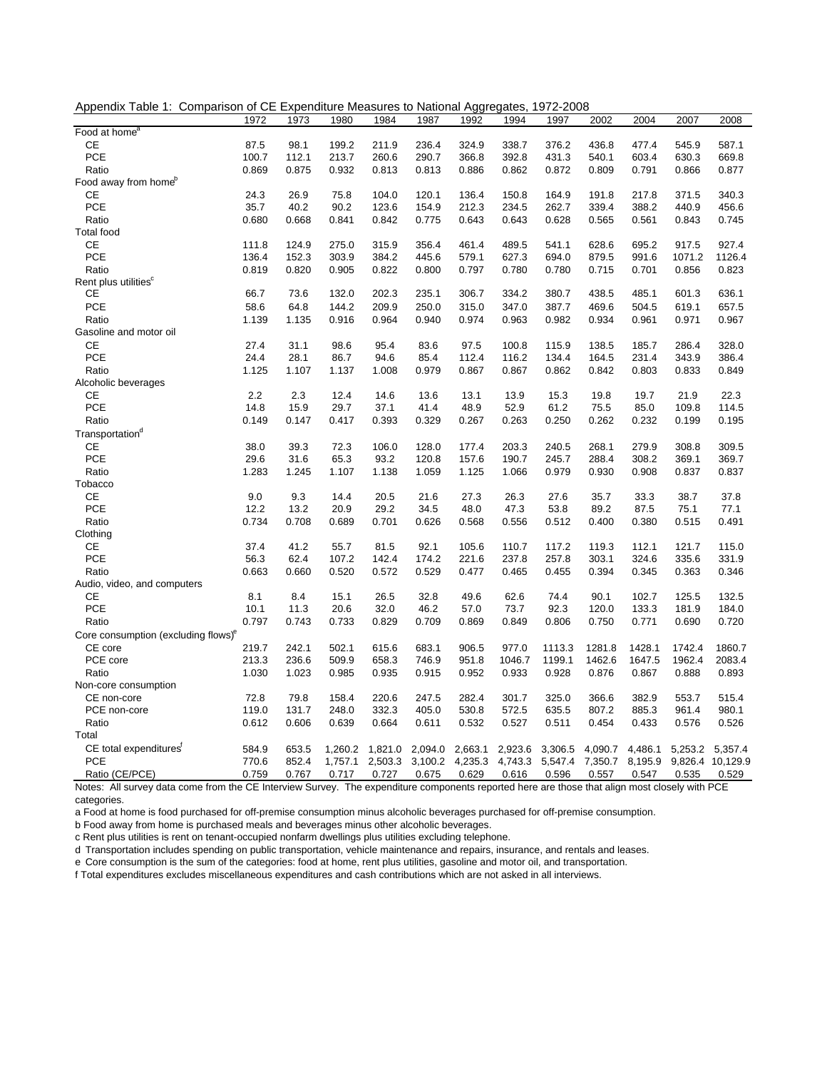Appendix Table 1: Comparison of CE Expenditure Measures to National Aggregates, 1972-2008

| | 1972 | 1973 | 1980 | 1984 | 1987 | 1992 | 1994 | 1997 | 2002 | 2004 | 2007 | 2008 |
|---|---|---|---|---|---|---|---|---|---|---|---|---|
| Food at home[a] | | | | | | | | | | | | |
| CE | 87.5 | 98.1 | 199.2 | 211.9 | 236.4 | 324.9 | 338.7 | 376.2 | 436.8 | 477.4 | 545.9 | 587.1 |
| PCE | 100.7 | 112.1 | 213.7 | 260.6 | 290.7 | 366.8 | 392.8 | 431.3 | 540.1 | 603.4 | 630.3 | 669.8 |
| Ratio | 0.869 | 0.875 | 0.932 | 0.813 | 0.813 | 0.886 | 0.862 | 0.872 | 0.809 | 0.791 | 0.866 | 0.877 |
| Food away from home[b] | | | | | | | | | | | | |
| CE | 24.3 | 26.9 | 75.8 | 104.0 | 120.1 | 136.4 | 150.8 | 164.9 | 191.8 | 217.8 | 371.5 | 340.3 |
| PCE | 35.7 | 40.2 | 90.2 | 123.6 | 154.9 | 212.3 | 234.5 | 262.7 | 339.4 | 388.2 | 440.9 | 456.6 |
| Ratio | 0.680 | 0.668 | 0.841 | 0.842 | 0.775 | 0.643 | 0.643 | 0.628 | 0.565 | 0.561 | 0.843 | 0.745 |
| Total food | | | | | | | | | | | | |
| CE | 111.8 | 124.9 | 275.0 | 315.9 | 356.4 | 461.4 | 489.5 | 541.1 | 628.6 | 695.2 | 917.5 | 927.4 |
| PCE | 136.4 | 152.3 | 303.9 | 384.2 | 445.6 | 579.1 | 627.3 | 694.0 | 879.5 | 991.6 | 1071.2 | 1126.4 |
| Ratio | 0.819 | 0.820 | 0.905 | 0.822 | 0.800 | 0.797 | 0.780 | 0.780 | 0.715 | 0.701 | 0.856 | 0.823 |
| Rent plus utilities[c] | | | | | | | | | | | | |
| CE | 66.7 | 73.6 | 132.0 | 202.3 | 235.1 | 306.7 | 334.2 | 380.7 | 438.5 | 485.1 | 601.3 | 636.1 |
| PCE | 58.6 | 64.8 | 144.2 | 209.9 | 250.0 | 315.0 | 347.0 | 387.7 | 469.6 | 504.5 | 619.1 | 657.5 |
| Ratio | 1.139 | 1.135 | 0.916 | 0.964 | 0.940 | 0.974 | 0.963 | 0.982 | 0.934 | 0.961 | 0.971 | 0.967 |
| Gasoline and motor oil | | | | | | | | | | | | |
| CE | 27.4 | 31.1 | 98.6 | 95.4 | 83.6 | 97.5 | 100.8 | 115.9 | 138.5 | 185.7 | 286.4 | 328.0 |
| PCE | 24.4 | 28.1 | 86.7 | 94.6 | 85.4 | 112.4 | 116.2 | 134.4 | 164.5 | 231.4 | 343.9 | 386.4 |
| Ratio | 1.125 | 1.107 | 1.137 | 1.008 | 0.979 | 0.867 | 0.867 | 0.862 | 0.842 | 0.803 | 0.833 | 0.849 |
| Alcoholic beverages | | | | | | | | | | | | |
| CE | 2.2 | 2.3 | 12.4 | 14.6 | 13.6 | 13.1 | 13.9 | 15.3 | 19.8 | 19.7 | 21.9 | 22.3 |
| PCE | 14.8 | 15.9 | 29.7 | 37.1 | 41.4 | 48.9 | 52.9 | 61.2 | 75.5 | 85.0 | 109.8 | 114.5 |
| Ratio | 0.149 | 0.147 | 0.417 | 0.393 | 0.329 | 0.267 | 0.263 | 0.250 | 0.262 | 0.232 | 0.199 | 0.195 |
| Transportation[d] | | | | | | | | | | | | |
| CE | 38.0 | 39.3 | 72.3 | 106.0 | 128.0 | 177.4 | 203.3 | 240.5 | 268.1 | 279.9 | 308.8 | 309.5 |
| PCE | 29.6 | 31.6 | 65.3 | 93.2 | 120.8 | 157.6 | 190.7 | 245.7 | 288.4 | 308.2 | 369.1 | 369.7 |
| Ratio | 1.283 | 1.245 | 1.107 | 1.138 | 1.059 | 1.125 | 1.066 | 0.979 | 0.930 | 0.908 | 0.837 | 0.837 |
| Tobacco | | | | | | | | | | | | |
| CE | 9.0 | 9.3 | 14.4 | 20.5 | 21.6 | 27.3 | 26.3 | 27.6 | 35.7 | 33.3 | 38.7 | 37.8 |
| PCE | 12.2 | 13.2 | 20.9 | 29.2 | 34.5 | 48.0 | 47.3 | 53.8 | 89.2 | 87.5 | 75.1 | 77.1 |
| Ratio | 0.734 | 0.708 | 0.689 | 0.701 | 0.626 | 0.568 | 0.556 | 0.512 | 0.400 | 0.380 | 0.515 | 0.491 |
| Clothing | | | | | | | | | | | | |
| CE | 37.4 | 41.2 | 55.7 | 81.5 | 92.1 | 105.6 | 110.7 | 117.2 | 119.3 | 112.1 | 121.7 | 115.0 |
| PCE | 56.3 | 62.4 | 107.2 | 142.4 | 174.2 | 221.6 | 237.8 | 257.8 | 303.1 | 324.6 | 335.6 | 331.9 |
| Ratio | 0.663 | 0.660 | 0.520 | 0.572 | 0.529 | 0.477 | 0.465 | 0.455 | 0.394 | 0.345 | 0.363 | 0.346 |
| Audio, video, and computers | | | | | | | | | | | | |
| CE | 8.1 | 8.4 | 15.1 | 26.5 | 32.8 | 49.6 | 62.6 | 74.4 | 90.1 | 102.7 | 125.5 | 132.5 |
| PCE | 10.1 | 11.3 | 20.6 | 32.0 | 46.2 | 57.0 | 73.7 | 92.3 | 120.0 | 133.3 | 181.9 | 184.0 |
| Ratio | 0.797 | 0.743 | 0.733 | 0.829 | 0.709 | 0.869 | 0.849 | 0.806 | 0.750 | 0.771 | 0.690 | 0.720 |
| Core consumption (excluding flows)[e] | | | | | | | | | | | | |
| CE core | 219.7 | 242.1 | 502.1 | 615.6 | 683.1 | 906.5 | 977.0 | 1113.3 | 1281.8 | 1428.1 | 1742.4 | 1860.7 |
| PCE core | 213.3 | 236.6 | 509.9 | 658.3 | 746.9 | 951.8 | 1046.7 | 1199.1 | 1462.6 | 1647.5 | 1962.4 | 2083.4 |
| Ratio | 1.030 | 1.023 | 0.985 | 0.935 | 0.915 | 0.952 | 0.933 | 0.928 | 0.876 | 0.867 | 0.888 | 0.893 |
| Non-core consumption | | | | | | | | | | | | |
| CE non-core | 72.8 | 79.8 | 158.4 | 220.6 | 247.5 | 282.4 | 301.7 | 325.0 | 366.6 | 382.9 | 553.7 | 515.4 |
| PCE non-core | 119.0 | 131.7 | 248.0 | 332.3 | 405.0 | 530.8 | 572.5 | 635.5 | 807.2 | 885.3 | 961.4 | 980.1 |
| Ratio | 0.612 | 0.606 | 0.639 | 0.664 | 0.611 | 0.532 | 0.527 | 0.511 | 0.454 | 0.433 | 0.576 | 0.526 |
| Total | | | | | | | | | | | | |
| CE total expenditures[f] | 584.9 | 653.5 | 1,260.2 | 1,821.0 | 2,094.0 | 2,663.1 | 2,923.6 | 3,306.5 | 4,090.7 | 4,486.1 | 5,253.2 | 5,357.4 |
| PCE | 770.6 | 852.4 | 1,757.1 | 2,503.3 | 3,100.2 | 4,235.3 | 4,743.3 | 5,547.4 | 7,350.7 | 8,195.9 | 9,826.4 | 10,129.9 |
| Ratio (CE/PCE) | 0.759 | 0.767 | 0.717 | 0.727 | 0.675 | 0.629 | 0.616 | 0.596 | 0.557 | 0.547 | 0.535 | 0.529 |

Notes: All survey data come from the CE Interview Survey. The expenditure components reported here are those that align most closely with PCE categories.

a Food at home is food purchased for off-premise consumption minus alcoholic beverages purchased for off-premise consumption.

b Food away from home is purchased meals and beverages minus other alcoholic beverages.

c Rent plus utilities is rent on tenant-occupied nonfarm dwellings plus utilities excluding telephone.

d Transportation includes spending on public transportation, vehicle maintenance and repairs, insurance, and rentals and leases.

e Core consumption is the sum of the categories: food at home, rent plus utilities, gasoline and motor oil, and transportation.

f Total expenditures excludes miscellaneous expenditures and cash contributions which are not asked in all interviews.